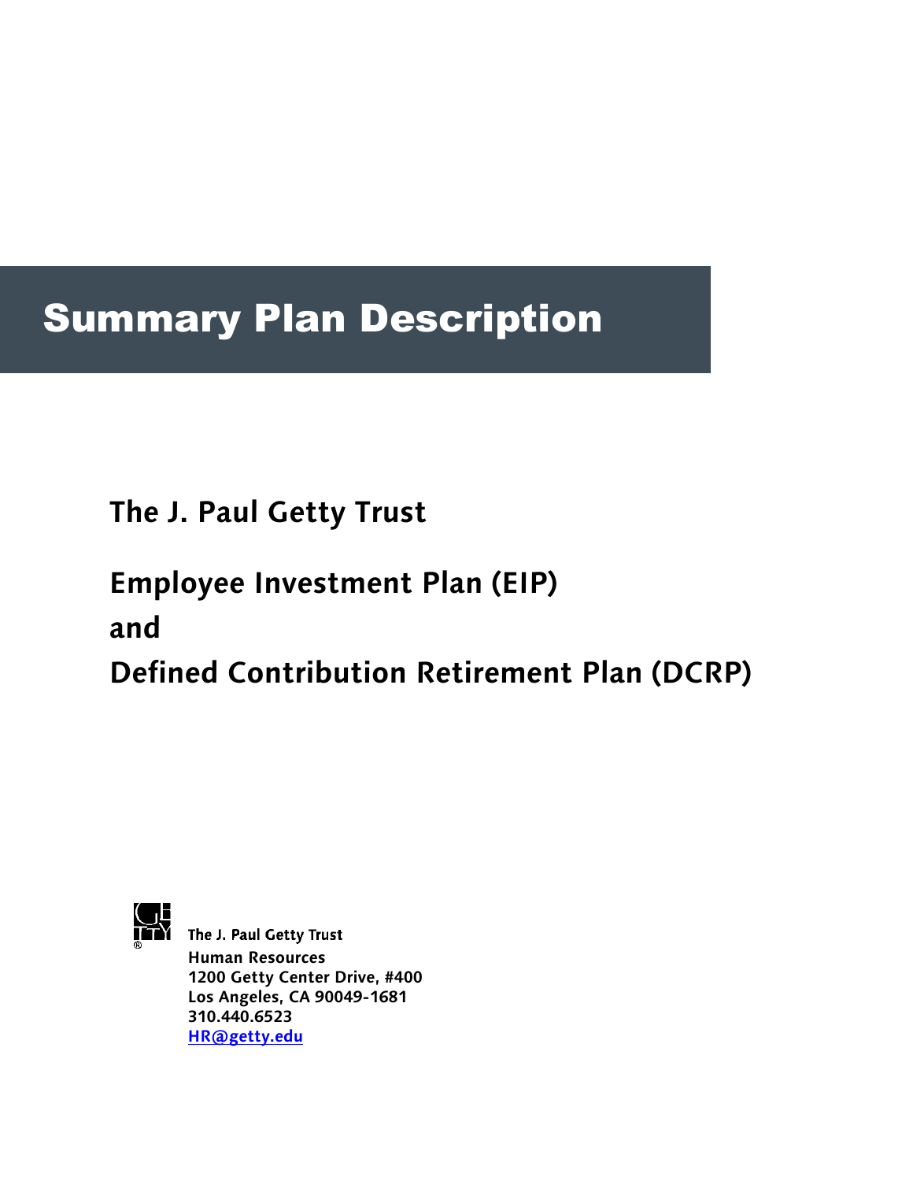# Summary Plan Description

## The J. Paul Getty Trust

## Employee Investment Plan (EIP)

## and

## Defined Contribution Retirement Plan (DCRP)

The J. Paul Getty Trust
Human Resources
1200 Getty Center Drive, #400
Los Angeles, CA 90049-1681
310.440.6523
HR@getty.edu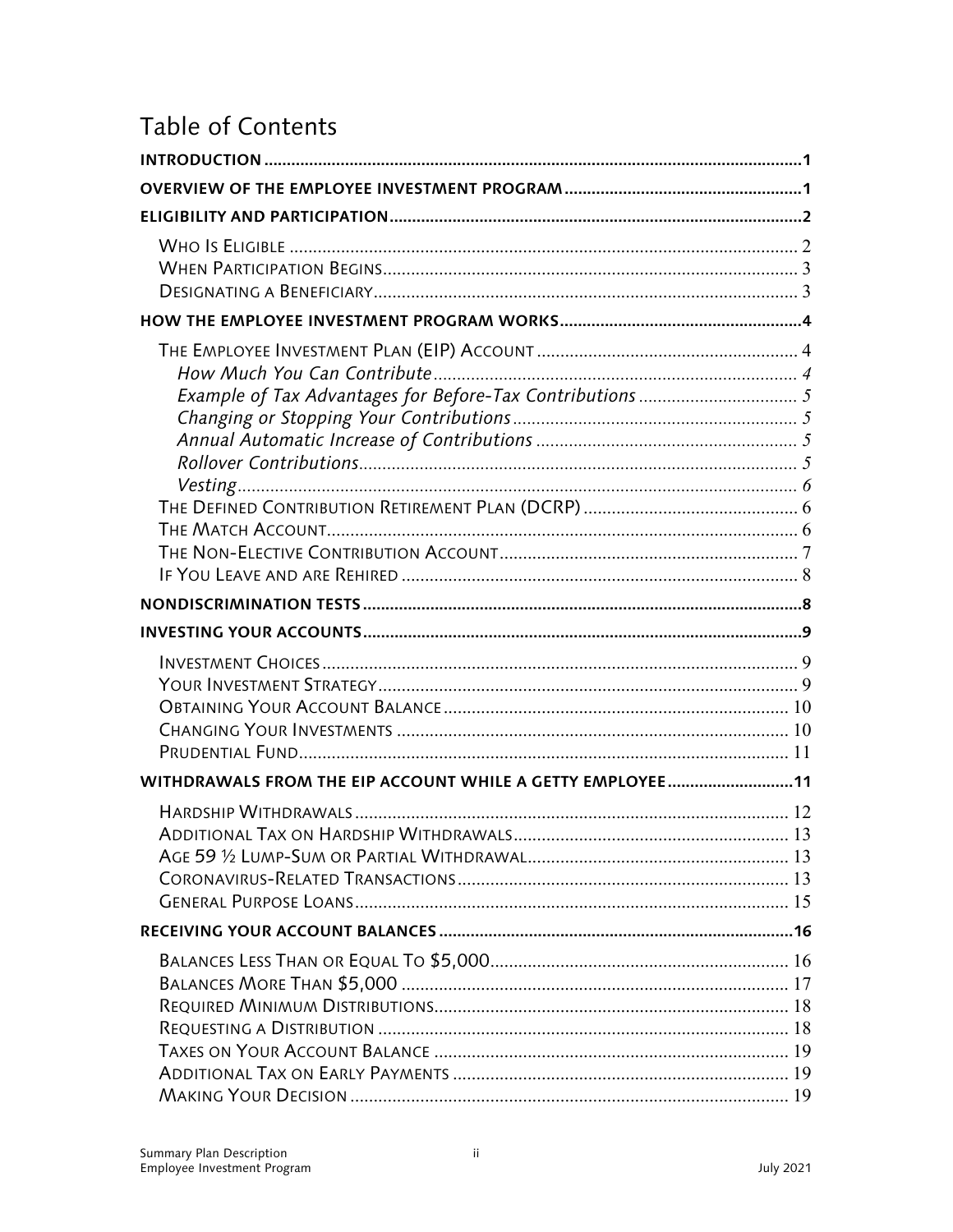# Table of Contents

**INTRODUCTION** ..... 1

**OVERVIEW OF THE EMPLOYEE INVESTMENT PROGRAM** ..... 1

**ELIGIBILITY AND PARTICIPATION** ..... 2

- WHO IS ELIGIBLE ..... 2
- WHEN PARTICIPATION BEGINS ..... 3
- DESIGNATING A BENEFICIARY ..... 3

**HOW THE EMPLOYEE INVESTMENT PROGRAM WORKS** ..... 4

- THE EMPLOYEE INVESTMENT PLAN (EIP) ACCOUNT ..... 4
  - *How Much You Can Contribute* ..... 4
  - *Example of Tax Advantages for Before-Tax Contributions* ..... 5
  - *Changing or Stopping Your Contributions* ..... 5
  - *Annual Automatic Increase of Contributions* ..... 5
  - *Rollover Contributions* ..... 5
  - *Vesting* ..... 6
- THE DEFINED CONTRIBUTION RETIREMENT PLAN (DCRP) ..... 6
- THE MATCH ACCOUNT ..... 6
- THE NON-ELECTIVE CONTRIBUTION ACCOUNT ..... 7
- IF YOU LEAVE AND ARE REHIRED ..... 8

**NONDISCRIMINATION TESTS** ..... 8

**INVESTING YOUR ACCOUNTS** ..... 9

- INVESTMENT CHOICES ..... 9
- YOUR INVESTMENT STRATEGY ..... 9
- OBTAINING YOUR ACCOUNT BALANCE ..... 10
- CHANGING YOUR INVESTMENTS ..... 10
- PRUDENTIAL FUND ..... 11

**WITHDRAWALS FROM THE EIP ACCOUNT WHILE A GETTY EMPLOYEE** ..... 11

- HARDSHIP WITHDRAWALS ..... 12
- ADDITIONAL TAX ON HARDSHIP WITHDRAWALS ..... 13
- AGE 59 ½ LUMP-SUM OR PARTIAL WITHDRAWAL ..... 13
- CORONAVIRUS-RELATED TRANSACTIONS ..... 13
- GENERAL PURPOSE LOANS ..... 15

**RECEIVING YOUR ACCOUNT BALANCES** ..... 16

- BALANCES LESS THAN OR EQUAL TO $5,000 ..... 16
- BALANCES MORE THAN $5,000 ..... 17
- REQUIRED MINIMUM DISTRIBUTIONS ..... 18
- REQUESTING A DISTRIBUTION ..... 18
- TAXES ON YOUR ACCOUNT BALANCE ..... 19
- ADDITIONAL TAX ON EARLY PAYMENTS ..... 19
- MAKING YOUR DECISION ..... 19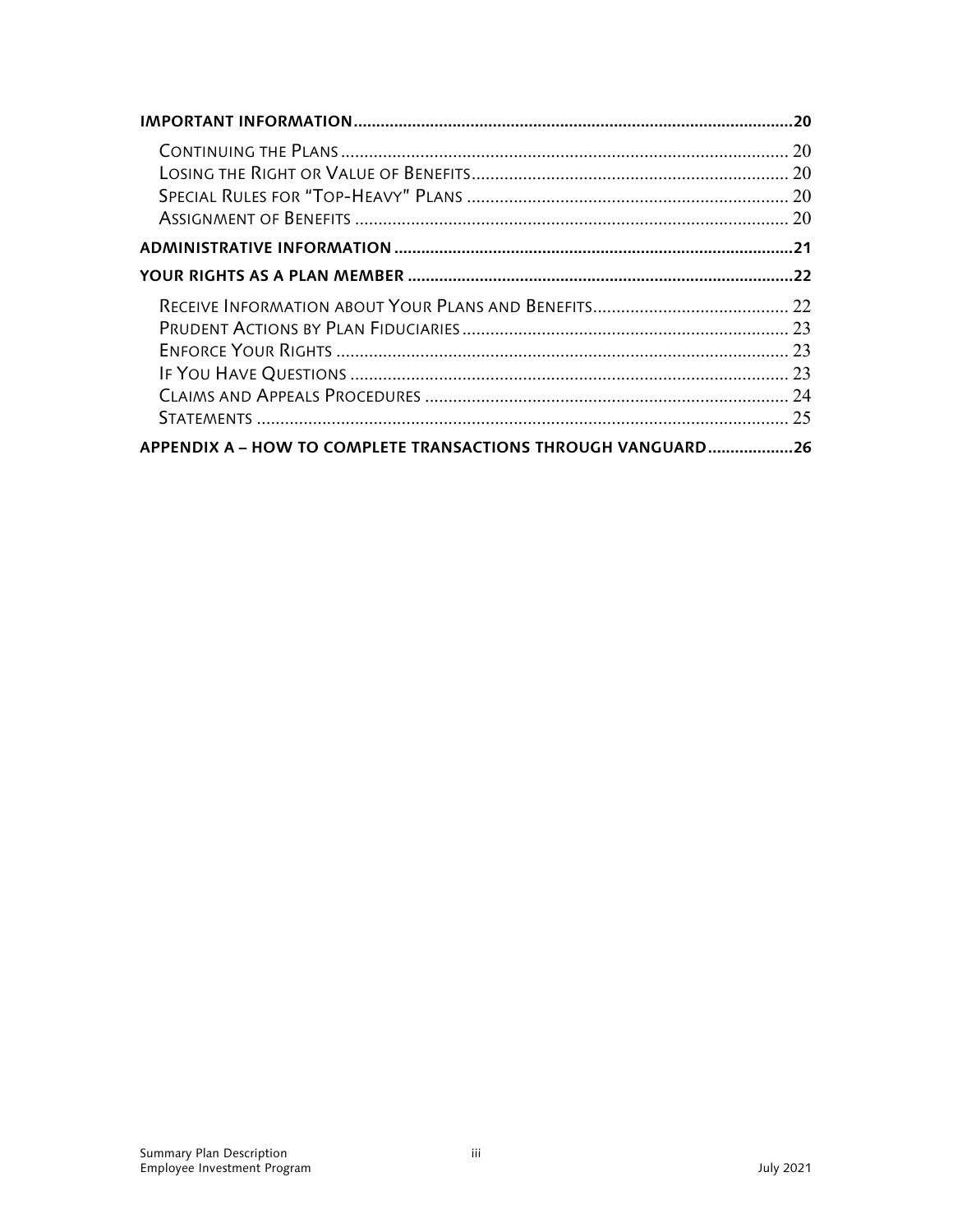**IMPORTANT INFORMATION** .......... 20

- CONTINUING THE PLANS .......... 20
- LOSING THE RIGHT OR VALUE OF BENEFITS .......... 20
- SPECIAL RULES FOR "TOP-HEAVY" PLANS .......... 20
- ASSIGNMENT OF BENEFITS .......... 20

**ADMINISTRATIVE INFORMATION** .......... 21

**YOUR RIGHTS AS A PLAN MEMBER** .......... 22

- RECEIVE INFORMATION ABOUT YOUR PLANS AND BENEFITS .......... 22
- PRUDENT ACTIONS BY PLAN FIDUCIARIES .......... 23
- ENFORCE YOUR RIGHTS .......... 23
- IF YOU HAVE QUESTIONS .......... 23
- CLAIMS AND APPEALS PROCEDURES .......... 24
- STATEMENTS .......... 25

**APPENDIX A – HOW TO COMPLETE TRANSACTIONS THROUGH VANGUARD** .......... 26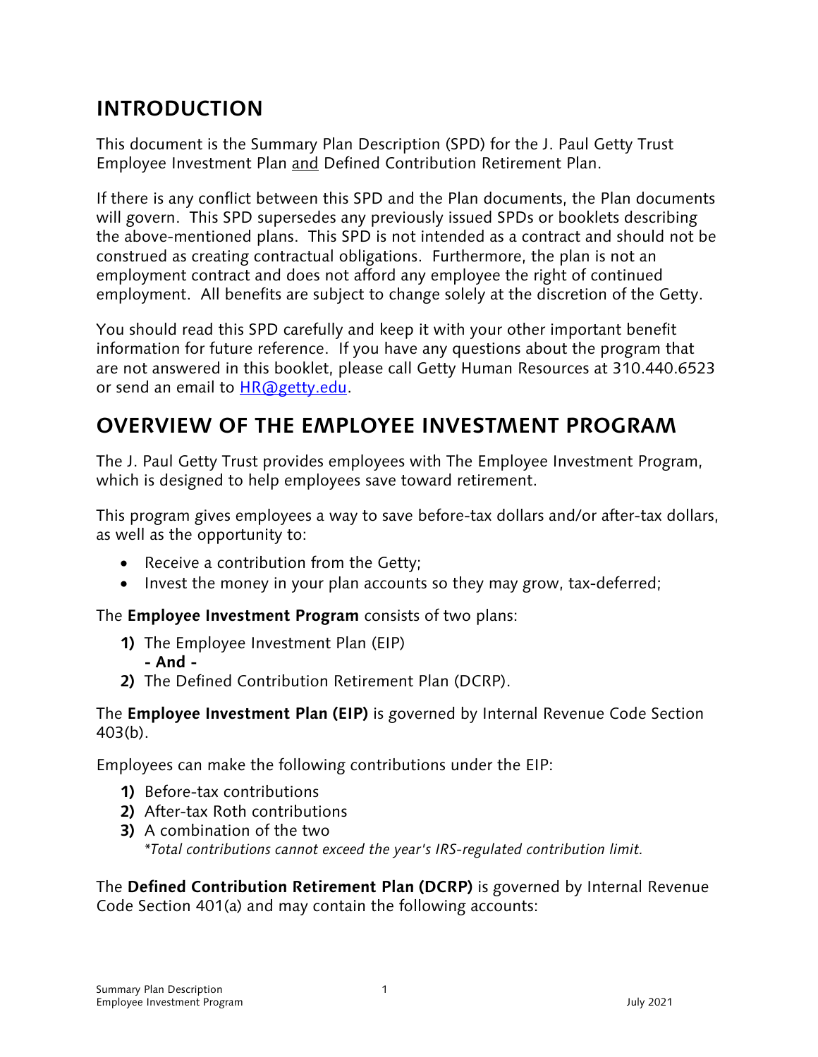## INTRODUCTION

This document is the Summary Plan Description (SPD) for the J. Paul Getty Trust Employee Investment Plan and Defined Contribution Retirement Plan.

If there is any conflict between this SPD and the Plan documents, the Plan documents will govern. This SPD supersedes any previously issued SPDs or booklets describing the above-mentioned plans. This SPD is not intended as a contract and should not be construed as creating contractual obligations. Furthermore, the plan is not an employment contract and does not afford any employee the right of continued employment. All benefits are subject to change solely at the discretion of the Getty.

You should read this SPD carefully and keep it with your other important benefit information for future reference. If you have any questions about the program that are not answered in this booklet, please call Getty Human Resources at 310.440.6523 or send an email to HR@getty.edu.

## OVERVIEW OF THE EMPLOYEE INVESTMENT PROGRAM

The J. Paul Getty Trust provides employees with The Employee Investment Program, which is designed to help employees save toward retirement.

This program gives employees a way to save before-tax dollars and/or after-tax dollars, as well as the opportunity to:

- Receive a contribution from the Getty;
- Invest the money in your plan accounts so they may grow, tax-deferred;

The **Employee Investment Program** consists of two plans:

1) The Employee Investment Plan (EIP)
   **- And -**
2) The Defined Contribution Retirement Plan (DCRP).

The **Employee Investment Plan (EIP)** is governed by Internal Revenue Code Section 403(b).

Employees can make the following contributions under the EIP:

1) Before-tax contributions
2) After-tax Roth contributions
3) A combination of the two
   *\*Total contributions cannot exceed the year's IRS-regulated contribution limit.*

The **Defined Contribution Retirement Plan (DCRP)** is governed by Internal Revenue Code Section 401(a) and may contain the following accounts: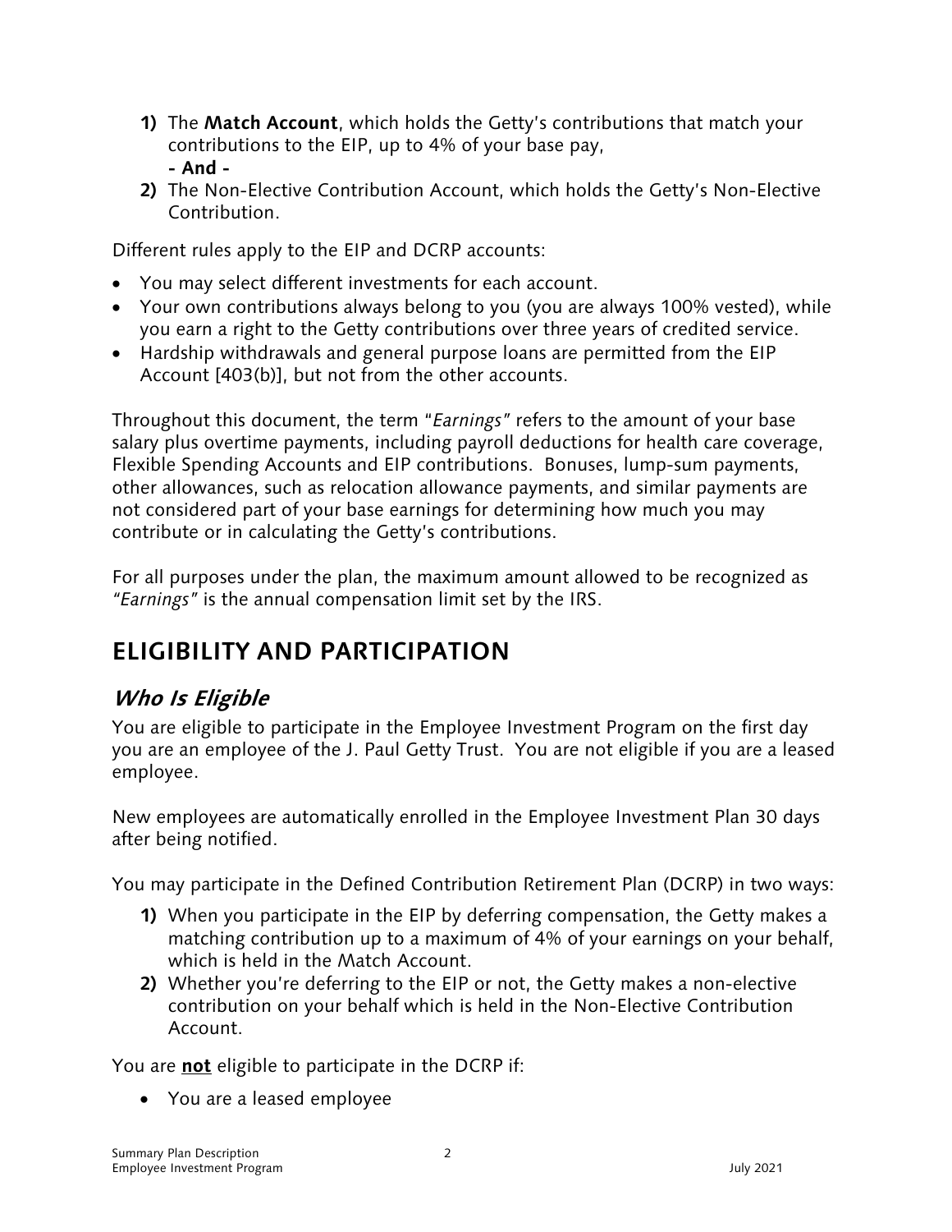1) The **Match Account**, which holds the Getty's contributions that match your contributions to the EIP, up to 4% of your base pay,
   **- And -**
2) The Non-Elective Contribution Account, which holds the Getty's Non-Elective Contribution.

Different rules apply to the EIP and DCRP accounts:

- You may select different investments for each account.
- Your own contributions always belong to you (you are always 100% vested), while you earn a right to the Getty contributions over three years of credited service.
- Hardship withdrawals and general purpose loans are permitted from the EIP Account [403(b)], but not from the other accounts.

Throughout this document, the term "*Earnings*" refers to the amount of your base salary plus overtime payments, including payroll deductions for health care coverage, Flexible Spending Accounts and EIP contributions. Bonuses, lump-sum payments, other allowances, such as relocation allowance payments, and similar payments are not considered part of your base earnings for determining how much you may contribute or in calculating the Getty's contributions.

For all purposes under the plan, the maximum amount allowed to be recognized as "*Earnings*" is the annual compensation limit set by the IRS.

# ELIGIBILITY AND PARTICIPATION

## *Who Is Eligible*

You are eligible to participate in the Employee Investment Program on the first day you are an employee of the J. Paul Getty Trust. You are not eligible if you are a leased employee.

New employees are automatically enrolled in the Employee Investment Plan 30 days after being notified.

You may participate in the Defined Contribution Retirement Plan (DCRP) in two ways:

1) When you participate in the EIP by deferring compensation, the Getty makes a matching contribution up to a maximum of 4% of your earnings on your behalf, which is held in the Match Account.
2) Whether you're deferring to the EIP or not, the Getty makes a non-elective contribution on your behalf which is held in the Non-Elective Contribution Account.

You are **not** eligible to participate in the DCRP if:

- You are a leased employee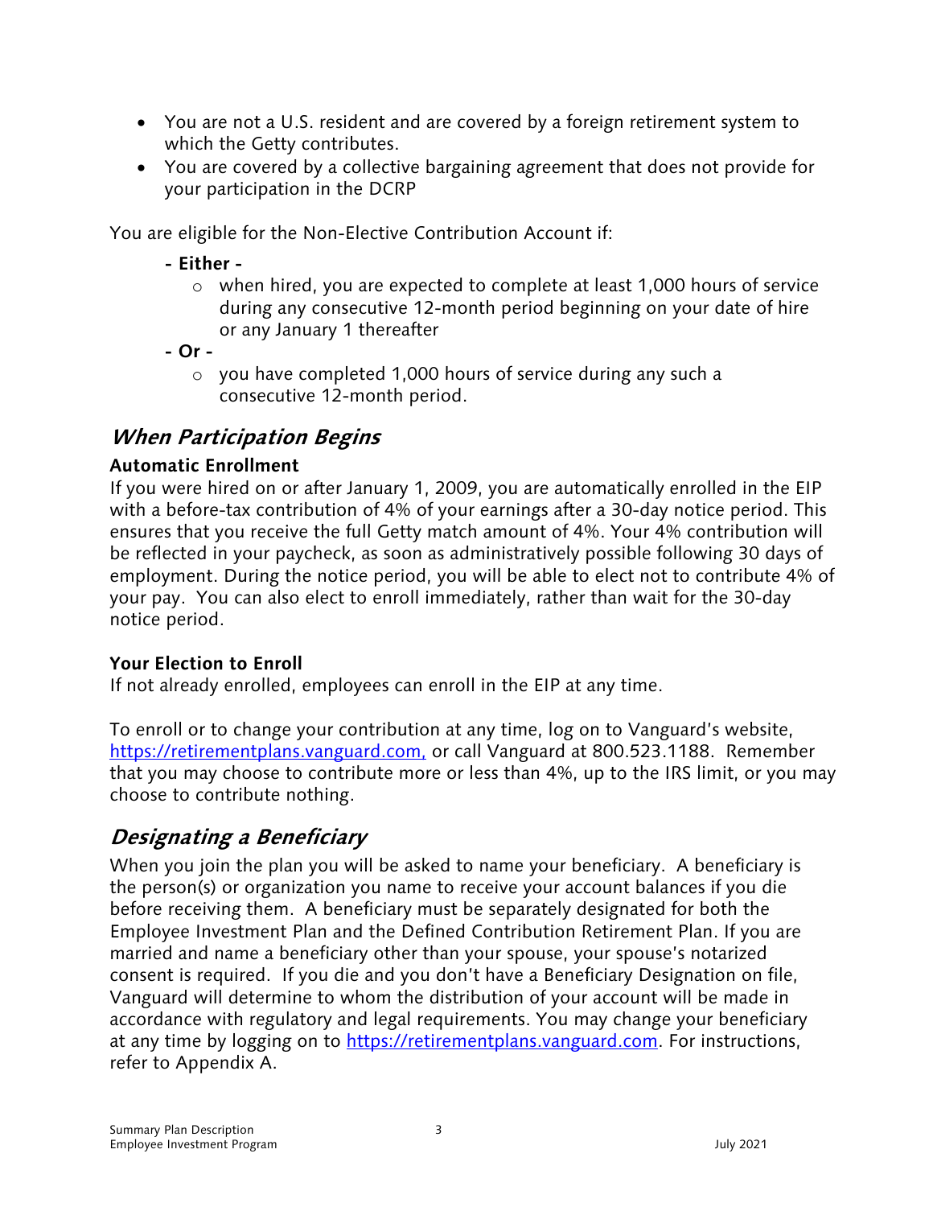- You are not a U.S. resident and are covered by a foreign retirement system to which the Getty contributes.
- You are covered by a collective bargaining agreement that does not provide for your participation in the DCRP

You are eligible for the Non-Elective Contribution Account if:

**- Either -**

- when hired, you are expected to complete at least 1,000 hours of service during any consecutive 12-month period beginning on your date of hire or any January 1 thereafter

**- Or -**

- you have completed 1,000 hours of service during any such a consecutive 12-month period.

## *When Participation Begins*

**Automatic Enrollment**

If you were hired on or after January 1, 2009, you are automatically enrolled in the EIP with a before-tax contribution of 4% of your earnings after a 30-day notice period. This ensures that you receive the full Getty match amount of 4%. Your 4% contribution will be reflected in your paycheck, as soon as administratively possible following 30 days of employment. During the notice period, you will be able to elect not to contribute 4% of your pay. You can also elect to enroll immediately, rather than wait for the 30-day notice period.

**Your Election to Enroll**

If not already enrolled, employees can enroll in the EIP at any time.

To enroll or to change your contribution at any time, log on to Vanguard's website, https://retirementplans.vanguard.com, or call Vanguard at 800.523.1188. Remember that you may choose to contribute more or less than 4%, up to the IRS limit, or you may choose to contribute nothing.

## *Designating a Beneficiary*

When you join the plan you will be asked to name your beneficiary. A beneficiary is the person(s) or organization you name to receive your account balances if you die before receiving them. A beneficiary must be separately designated for both the Employee Investment Plan and the Defined Contribution Retirement Plan. If you are married and name a beneficiary other than your spouse, your spouse's notarized consent is required. If you die and you don't have a Beneficiary Designation on file, Vanguard will determine to whom the distribution of your account will be made in accordance with regulatory and legal requirements. You may change your beneficiary at any time by logging on to https://retirementplans.vanguard.com. For instructions, refer to Appendix A.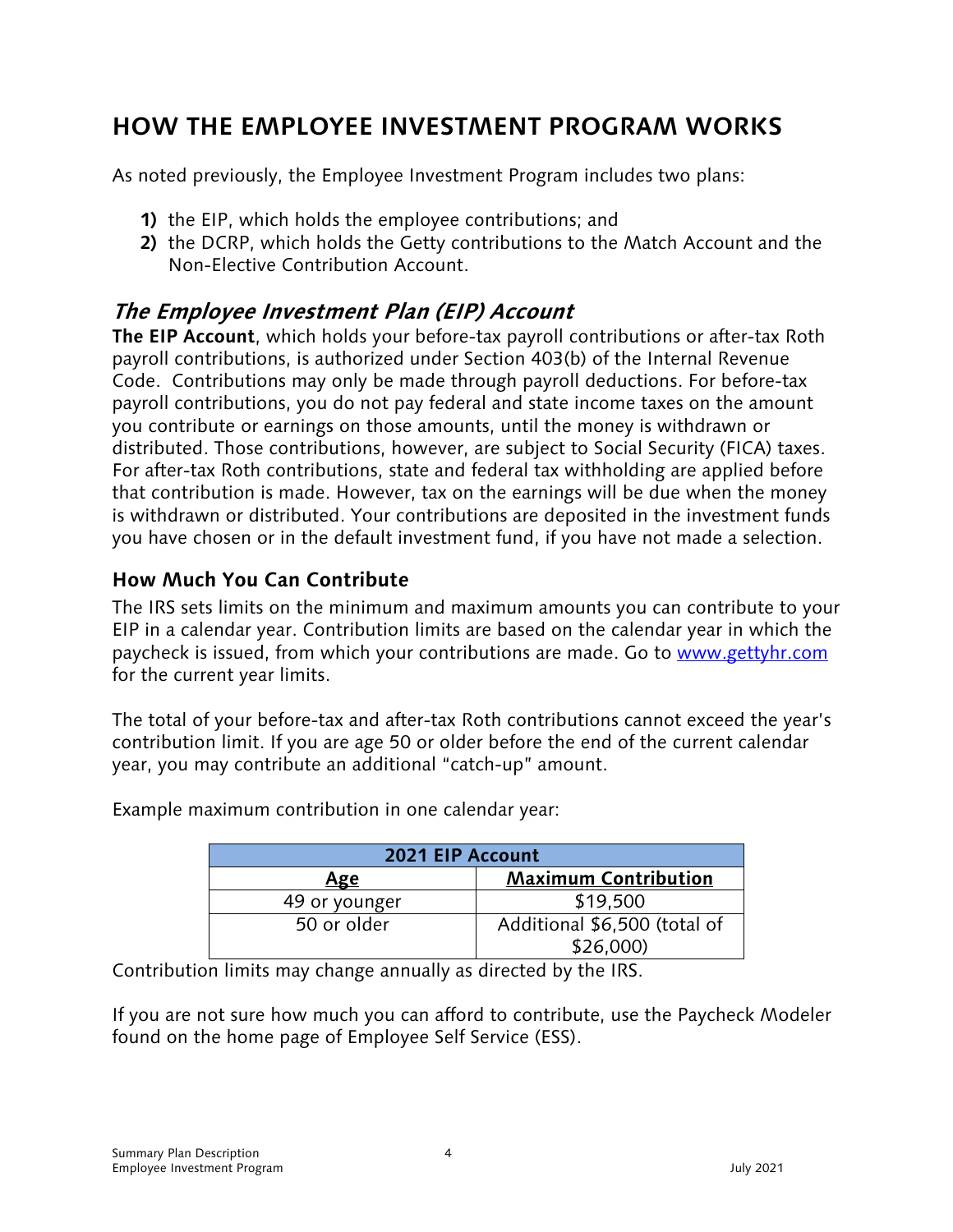# HOW THE EMPLOYEE INVESTMENT PROGRAM WORKS

As noted previously, the Employee Investment Program includes two plans:

1) the EIP, which holds the employee contributions; and
2) the DCRP, which holds the Getty contributions to the Match Account and the Non-Elective Contribution Account.

## *The Employee Investment Plan (EIP) Account*

**The EIP Account**, which holds your before-tax payroll contributions or after-tax Roth payroll contributions, is authorized under Section 403(b) of the Internal Revenue Code. Contributions may only be made through payroll deductions. For before-tax payroll contributions, you do not pay federal and state income taxes on the amount you contribute or earnings on those amounts, until the money is withdrawn or distributed. Those contributions, however, are subject to Social Security (FICA) taxes. For after-tax Roth contributions, state and federal tax withholding are applied before that contribution is made. However, tax on the earnings will be due when the money is withdrawn or distributed. Your contributions are deposited in the investment funds you have chosen or in the default investment fund, if you have not made a selection.

### How Much You Can Contribute

The IRS sets limits on the minimum and maximum amounts you can contribute to your EIP in a calendar year. Contribution limits are based on the calendar year in which the paycheck is issued, from which your contributions are made. Go to [www.gettyhr.com](http://www.gettyhr.com) for the current year limits.

The total of your before-tax and after-tax Roth contributions cannot exceed the year's contribution limit. If you are age 50 or older before the end of the current calendar year, you may contribute an additional "catch-up" amount.

Example maximum contribution in one calendar year:

| 2021 EIP Account | |
|---|---|
| **Age** | **Maximum Contribution** |
| 49 or younger | $19,500 |
| 50 or older | Additional $6,500 (total of $26,000) |

Contribution limits may change annually as directed by the IRS.

If you are not sure how much you can afford to contribute, use the Paycheck Modeler found on the home page of Employee Self Service (ESS).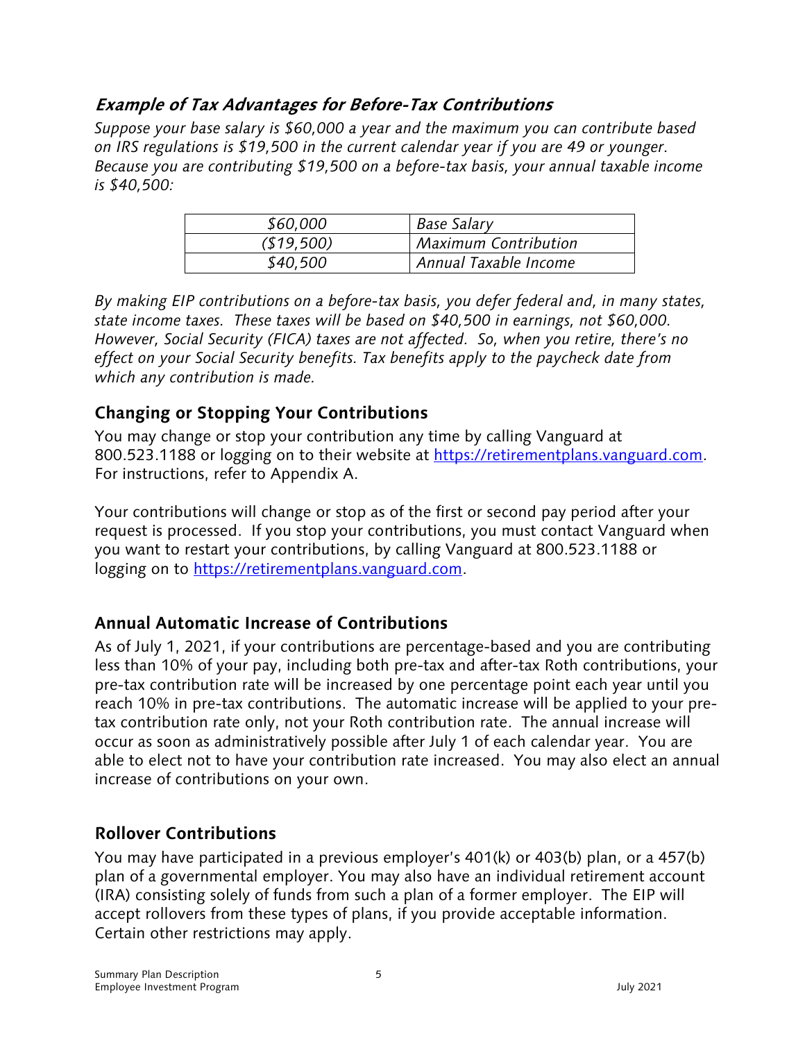### *Example of Tax Advantages for Before-Tax Contributions*

*Suppose your base salary is $60,000 a year and the maximum you can contribute based on IRS regulations is $19,500 in the current calendar year if you are 49 or younger. Because you are contributing $19,500 on a before-tax basis, your annual taxable income is $40,500:*

| | |
|---|---|
| *$60,000* | *Base Salary* |
| *($19,500)* | *Maximum Contribution* |
| *$40,500* | *Annual Taxable Income* |

*By making EIP contributions on a before-tax basis, you defer federal and, in many states, state income taxes. These taxes will be based on $40,500 in earnings, not $60,000. However, Social Security (FICA) taxes are not affected. So, when you retire, there's no effect on your Social Security benefits. Tax benefits apply to the paycheck date from which any contribution is made.*

## Changing or Stopping Your Contributions

You may change or stop your contribution any time by calling Vanguard at 800.523.1188 or logging on to their website at https://retirementplans.vanguard.com. For instructions, refer to Appendix A.

Your contributions will change or stop as of the first or second pay period after your request is processed. If you stop your contributions, you must contact Vanguard when you want to restart your contributions, by calling Vanguard at 800.523.1188 or logging on to https://retirementplans.vanguard.com.

## Annual Automatic Increase of Contributions

As of July 1, 2021, if your contributions are percentage-based and you are contributing less than 10% of your pay, including both pre-tax and after-tax Roth contributions, your pre-tax contribution rate will be increased by one percentage point each year until you reach 10% in pre-tax contributions. The automatic increase will be applied to your pre-tax contribution rate only, not your Roth contribution rate. The annual increase will occur as soon as administratively possible after July 1 of each calendar year. You are able to elect not to have your contribution rate increased. You may also elect an annual increase of contributions on your own.

## Rollover Contributions

You may have participated in a previous employer's 401(k) or 403(b) plan, or a 457(b) plan of a governmental employer. You may also have an individual retirement account (IRA) consisting solely of funds from such a plan of a former employer. The EIP will accept rollovers from these types of plans, if you provide acceptable information. Certain other restrictions may apply.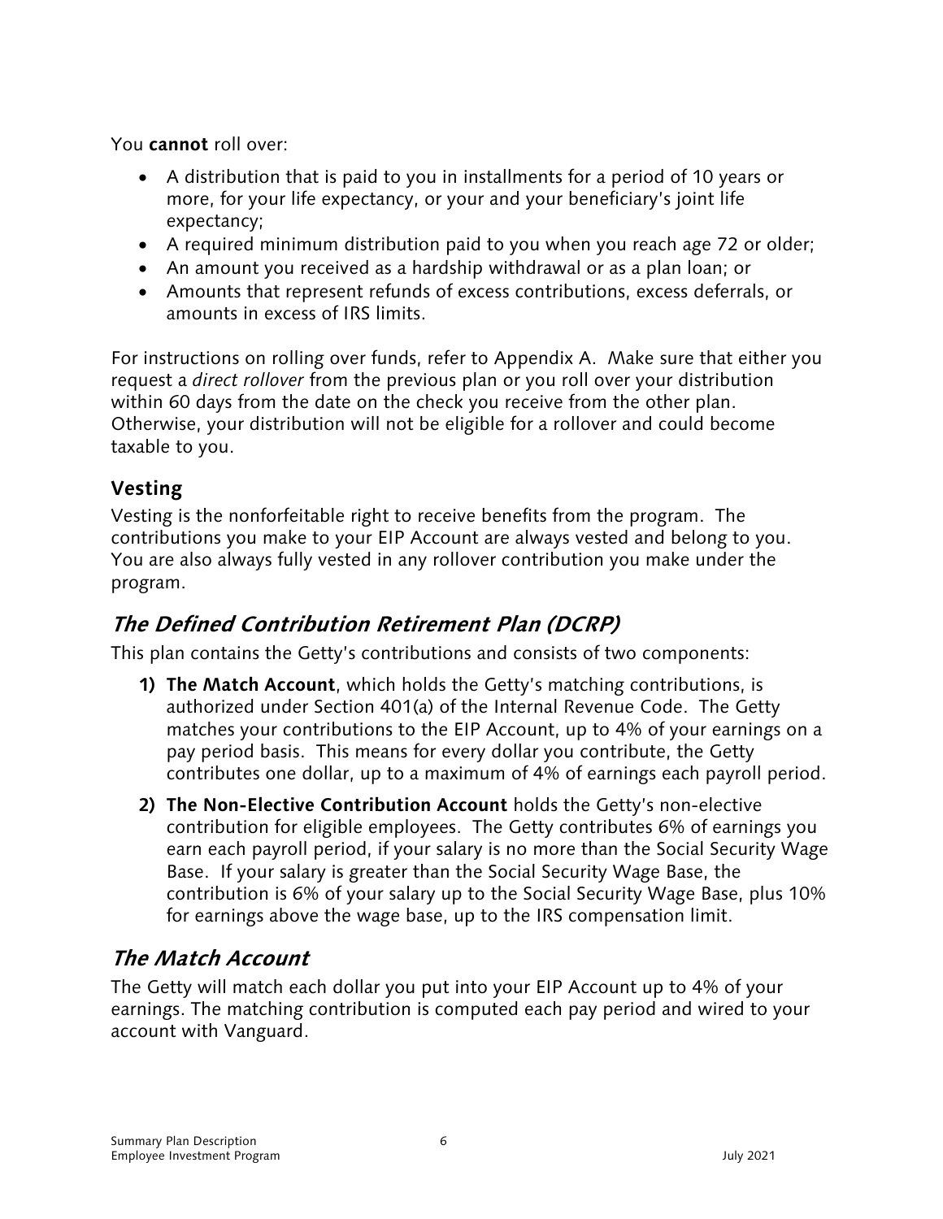You **cannot** roll over:

- A distribution that is paid to you in installments for a period of 10 years or more, for your life expectancy, or your and your beneficiary's joint life expectancy;
- A required minimum distribution paid to you when you reach age 72 or older;
- An amount you received as a hardship withdrawal or as a plan loan; or
- Amounts that represent refunds of excess contributions, excess deferrals, or amounts in excess of IRS limits.

For instructions on rolling over funds, refer to Appendix A. Make sure that either you request a *direct rollover* from the previous plan or you roll over your distribution within 60 days from the date on the check you receive from the other plan. Otherwise, your distribution will not be eligible for a rollover and could become taxable to you.

### Vesting

Vesting is the nonforfeitable right to receive benefits from the program. The contributions you make to your EIP Account are always vested and belong to you. You are also always fully vested in any rollover contribution you make under the program.

## *The Defined Contribution Retirement Plan (DCRP)*

This plan contains the Getty's contributions and consists of two components:

1) **The Match Account**, which holds the Getty's matching contributions, is authorized under Section 401(a) of the Internal Revenue Code. The Getty matches your contributions to the EIP Account, up to 4% of your earnings on a pay period basis. This means for every dollar you contribute, the Getty contributes one dollar, up to a maximum of 4% of earnings each payroll period.
2) **The Non-Elective Contribution Account** holds the Getty's non-elective contribution for eligible employees. The Getty contributes 6% of earnings you earn each payroll period, if your salary is no more than the Social Security Wage Base. If your salary is greater than the Social Security Wage Base, the contribution is 6% of your salary up to the Social Security Wage Base, plus 10% for earnings above the wage base, up to the IRS compensation limit.

## *The Match Account*

The Getty will match each dollar you put into your EIP Account up to 4% of your earnings. The matching contribution is computed each pay period and wired to your account with Vanguard.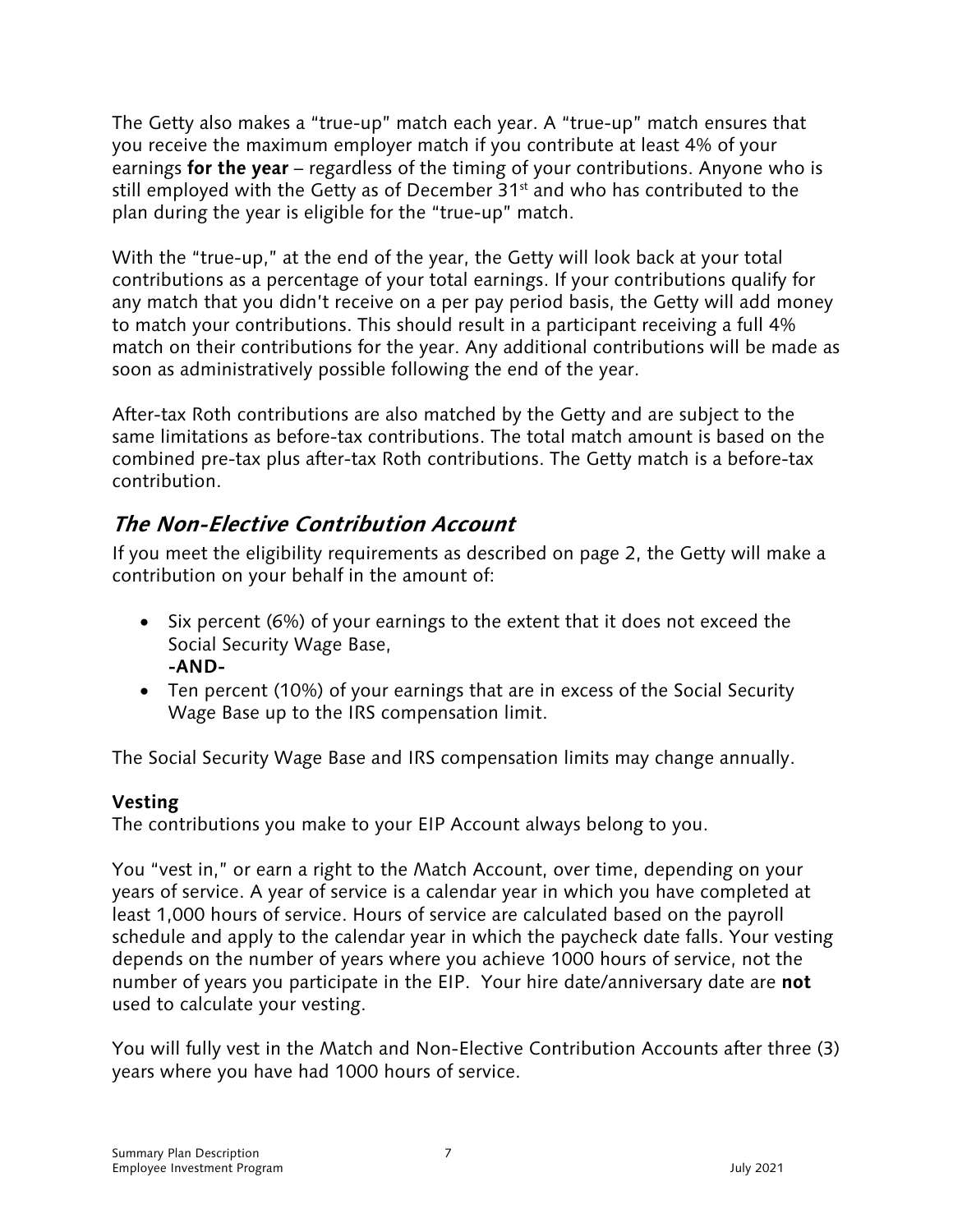The Getty also makes a "true-up" match each year. A "true-up" match ensures that you receive the maximum employer match if you contribute at least 4% of your earnings **for the year** – regardless of the timing of your contributions. Anyone who is still employed with the Getty as of December 31st and who has contributed to the plan during the year is eligible for the "true-up" match.

With the "true-up," at the end of the year, the Getty will look back at your total contributions as a percentage of your total earnings. If your contributions qualify for any match that you didn't receive on a per pay period basis, the Getty will add money to match your contributions. This should result in a participant receiving a full 4% match on their contributions for the year. Any additional contributions will be made as soon as administratively possible following the end of the year.

After-tax Roth contributions are also matched by the Getty and are subject to the same limitations as before-tax contributions. The total match amount is based on the combined pre-tax plus after-tax Roth contributions. The Getty match is a before-tax contribution.

## *The Non-Elective Contribution Account*

If you meet the eligibility requirements as described on page 2, the Getty will make a contribution on your behalf in the amount of:

- Six percent (6%) of your earnings to the extent that it does not exceed the Social Security Wage Base,
  **-AND-**
- Ten percent (10%) of your earnings that are in excess of the Social Security Wage Base up to the IRS compensation limit.

The Social Security Wage Base and IRS compensation limits may change annually.

### Vesting

The contributions you make to your EIP Account always belong to you.

You "vest in," or earn a right to the Match Account, over time, depending on your years of service. A year of service is a calendar year in which you have completed at least 1,000 hours of service. Hours of service are calculated based on the payroll schedule and apply to the calendar year in which the paycheck date falls. Your vesting depends on the number of years where you achieve 1000 hours of service, not the number of years you participate in the EIP. Your hire date/anniversary date are **not** used to calculate your vesting.

You will fully vest in the Match and Non-Elective Contribution Accounts after three (3) years where you have had 1000 hours of service.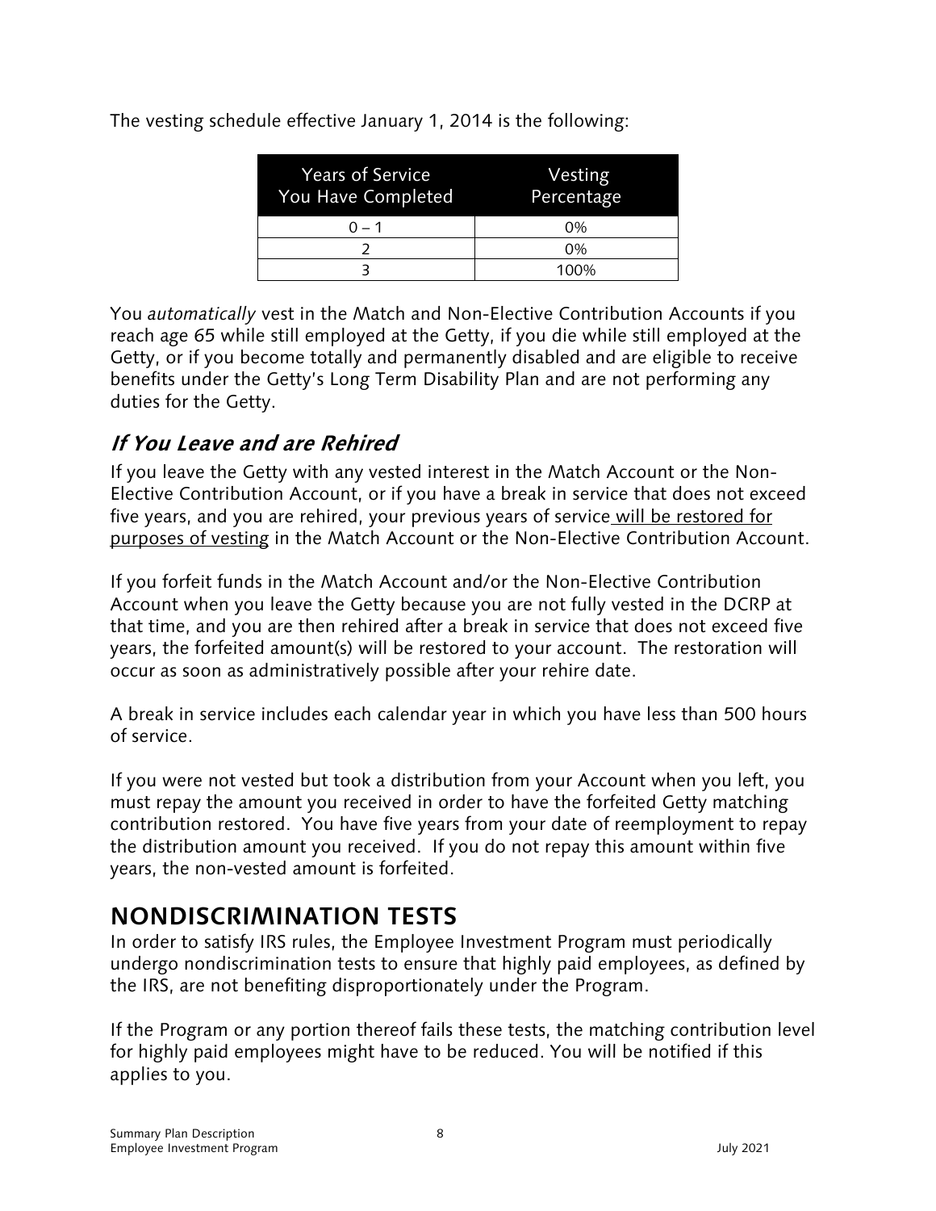The vesting schedule effective January 1, 2014 is the following:

| Years of Service You Have Completed | Vesting Percentage |
|---|---|
| 0 – 1 | 0% |
| 2 | 0% |
| 3 | 100% |

You *automatically* vest in the Match and Non-Elective Contribution Accounts if you reach age 65 while still employed at the Getty, if you die while still employed at the Getty, or if you become totally and permanently disabled and are eligible to receive benefits under the Getty's Long Term Disability Plan and are not performing any duties for the Getty.

### *If You Leave and are Rehired*

If you leave the Getty with any vested interest in the Match Account or the Non-Elective Contribution Account, or if you have a break in service that does not exceed five years, and you are rehired, your previous years of service <u>will be restored for purposes of vesting</u> in the Match Account or the Non-Elective Contribution Account.

If you forfeit funds in the Match Account and/or the Non-Elective Contribution Account when you leave the Getty because you are not fully vested in the DCRP at that time, and you are then rehired after a break in service that does not exceed five years, the forfeited amount(s) will be restored to your account. The restoration will occur as soon as administratively possible after your rehire date.

A break in service includes each calendar year in which you have less than 500 hours of service.

If you were not vested but took a distribution from your Account when you left, you must repay the amount you received in order to have the forfeited Getty matching contribution restored. You have five years from your date of reemployment to repay the distribution amount you received. If you do not repay this amount within five years, the non-vested amount is forfeited.

## NONDISCRIMINATION TESTS

In order to satisfy IRS rules, the Employee Investment Program must periodically undergo nondiscrimination tests to ensure that highly paid employees, as defined by the IRS, are not benefiting disproportionately under the Program.

If the Program or any portion thereof fails these tests, the matching contribution level for highly paid employees might have to be reduced. You will be notified if this applies to you.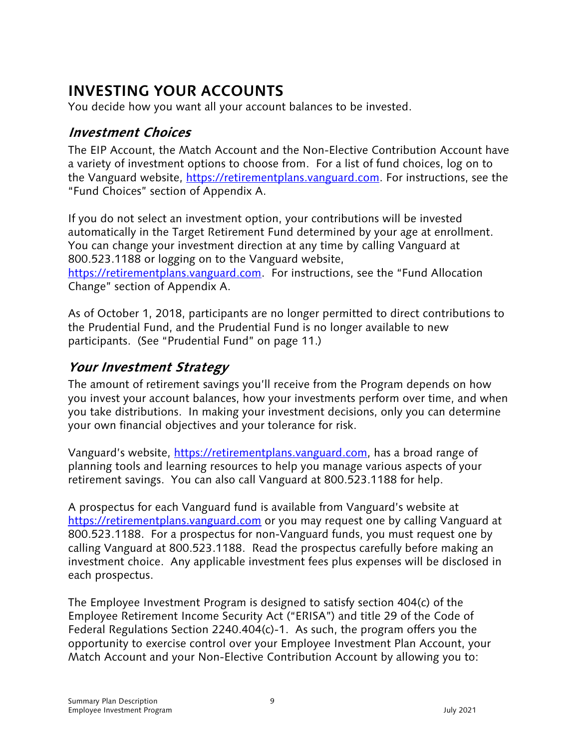# INVESTING YOUR ACCOUNTS

You decide how you want all your account balances to be invested.

## *Investment Choices*

The EIP Account, the Match Account and the Non-Elective Contribution Account have a variety of investment options to choose from. For a list of fund choices, log on to the Vanguard website, https://retirementplans.vanguard.com. For instructions, see the "Fund Choices" section of Appendix A.

If you do not select an investment option, your contributions will be invested automatically in the Target Retirement Fund determined by your age at enrollment. You can change your investment direction at any time by calling Vanguard at 800.523.1188 or logging on to the Vanguard website, https://retirementplans.vanguard.com. For instructions, see the "Fund Allocation Change" section of Appendix A.

As of October 1, 2018, participants are no longer permitted to direct contributions to the Prudential Fund, and the Prudential Fund is no longer available to new participants. (See "Prudential Fund" on page 11.)

## *Your Investment Strategy*

The amount of retirement savings you'll receive from the Program depends on how you invest your account balances, how your investments perform over time, and when you take distributions. In making your investment decisions, only you can determine your own financial objectives and your tolerance for risk.

Vanguard's website, https://retirementplans.vanguard.com, has a broad range of planning tools and learning resources to help you manage various aspects of your retirement savings. You can also call Vanguard at 800.523.1188 for help.

A prospectus for each Vanguard fund is available from Vanguard's website at https://retirementplans.vanguard.com or you may request one by calling Vanguard at 800.523.1188. For a prospectus for non-Vanguard funds, you must request one by calling Vanguard at 800.523.1188. Read the prospectus carefully before making an investment choice. Any applicable investment fees plus expenses will be disclosed in each prospectus.

The Employee Investment Program is designed to satisfy section 404(c) of the Employee Retirement Income Security Act ("ERISA") and title 29 of the Code of Federal Regulations Section 2240.404(c)-1. As such, the program offers you the opportunity to exercise control over your Employee Investment Plan Account, your Match Account and your Non-Elective Contribution Account by allowing you to: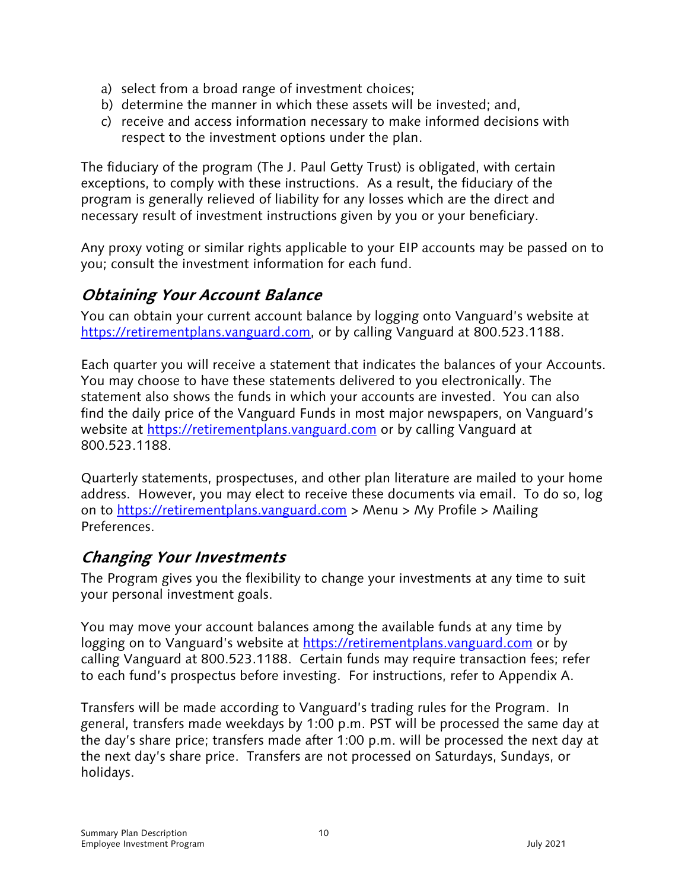a) select from a broad range of investment choices;
b) determine the manner in which these assets will be invested; and,
c) receive and access information necessary to make informed decisions with respect to the investment options under the plan.

The fiduciary of the program (The J. Paul Getty Trust) is obligated, with certain exceptions, to comply with these instructions. As a result, the fiduciary of the program is generally relieved of liability for any losses which are the direct and necessary result of investment instructions given by you or your beneficiary.

Any proxy voting or similar rights applicable to your EIP accounts may be passed on to you; consult the investment information for each fund.

## *Obtaining Your Account Balance*

You can obtain your current account balance by logging onto Vanguard's website at https://retirementplans.vanguard.com, or by calling Vanguard at 800.523.1188.

Each quarter you will receive a statement that indicates the balances of your Accounts. You may choose to have these statements delivered to you electronically. The statement also shows the funds in which your accounts are invested. You can also find the daily price of the Vanguard Funds in most major newspapers, on Vanguard's website at https://retirementplans.vanguard.com or by calling Vanguard at 800.523.1188.

Quarterly statements, prospectuses, and other plan literature are mailed to your home address. However, you may elect to receive these documents via email. To do so, log on to https://retirementplans.vanguard.com > Menu > My Profile > Mailing Preferences.

## *Changing Your Investments*

The Program gives you the flexibility to change your investments at any time to suit your personal investment goals.

You may move your account balances among the available funds at any time by logging on to Vanguard's website at https://retirementplans.vanguard.com or by calling Vanguard at 800.523.1188. Certain funds may require transaction fees; refer to each fund's prospectus before investing. For instructions, refer to Appendix A.

Transfers will be made according to Vanguard's trading rules for the Program. In general, transfers made weekdays by 1:00 p.m. PST will be processed the same day at the day's share price; transfers made after 1:00 p.m. will be processed the next day at the next day's share price. Transfers are not processed on Saturdays, Sundays, or holidays.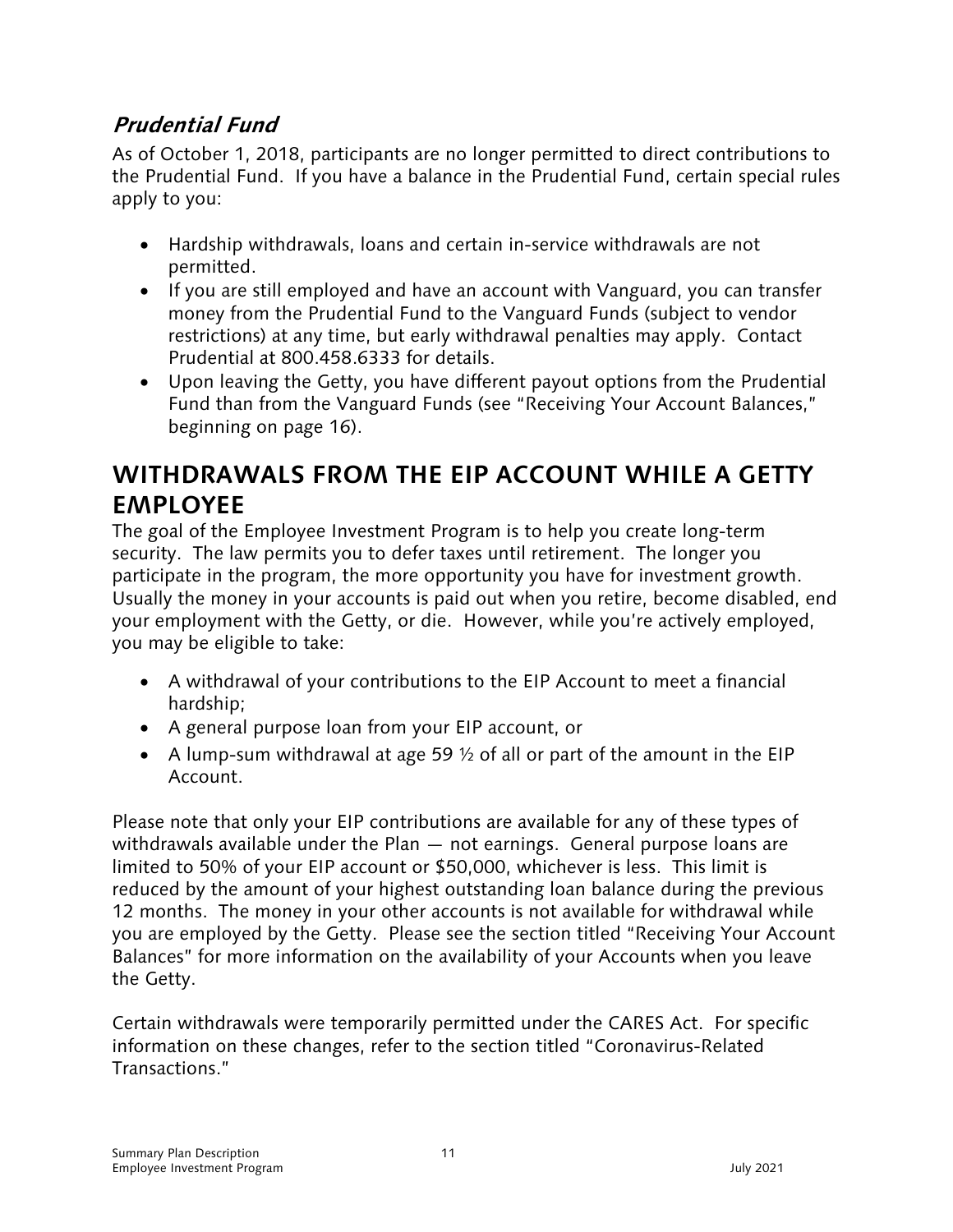### *Prudential Fund*

As of October 1, 2018, participants are no longer permitted to direct contributions to the Prudential Fund. If you have a balance in the Prudential Fund, certain special rules apply to you:

- Hardship withdrawals, loans and certain in-service withdrawals are not permitted.
- If you are still employed and have an account with Vanguard, you can transfer money from the Prudential Fund to the Vanguard Funds (subject to vendor restrictions) at any time, but early withdrawal penalties may apply. Contact Prudential at 800.458.6333 for details.
- Upon leaving the Getty, you have different payout options from the Prudential Fund than from the Vanguard Funds (see "Receiving Your Account Balances," beginning on page 16).

## WITHDRAWALS FROM THE EIP ACCOUNT WHILE A GETTY EMPLOYEE

The goal of the Employee Investment Program is to help you create long-term security. The law permits you to defer taxes until retirement. The longer you participate in the program, the more opportunity you have for investment growth. Usually the money in your accounts is paid out when you retire, become disabled, end your employment with the Getty, or die. However, while you're actively employed, you may be eligible to take:

- A withdrawal of your contributions to the EIP Account to meet a financial hardship;
- A general purpose loan from your EIP account, or
- A lump-sum withdrawal at age 59 ½ of all or part of the amount in the EIP Account.

Please note that only your EIP contributions are available for any of these types of withdrawals available under the Plan — not earnings. General purpose loans are limited to 50% of your EIP account or $50,000, whichever is less. This limit is reduced by the amount of your highest outstanding loan balance during the previous 12 months. The money in your other accounts is not available for withdrawal while you are employed by the Getty. Please see the section titled "Receiving Your Account Balances" for more information on the availability of your Accounts when you leave the Getty.

Certain withdrawals were temporarily permitted under the CARES Act. For specific information on these changes, refer to the section titled "Coronavirus-Related Transactions."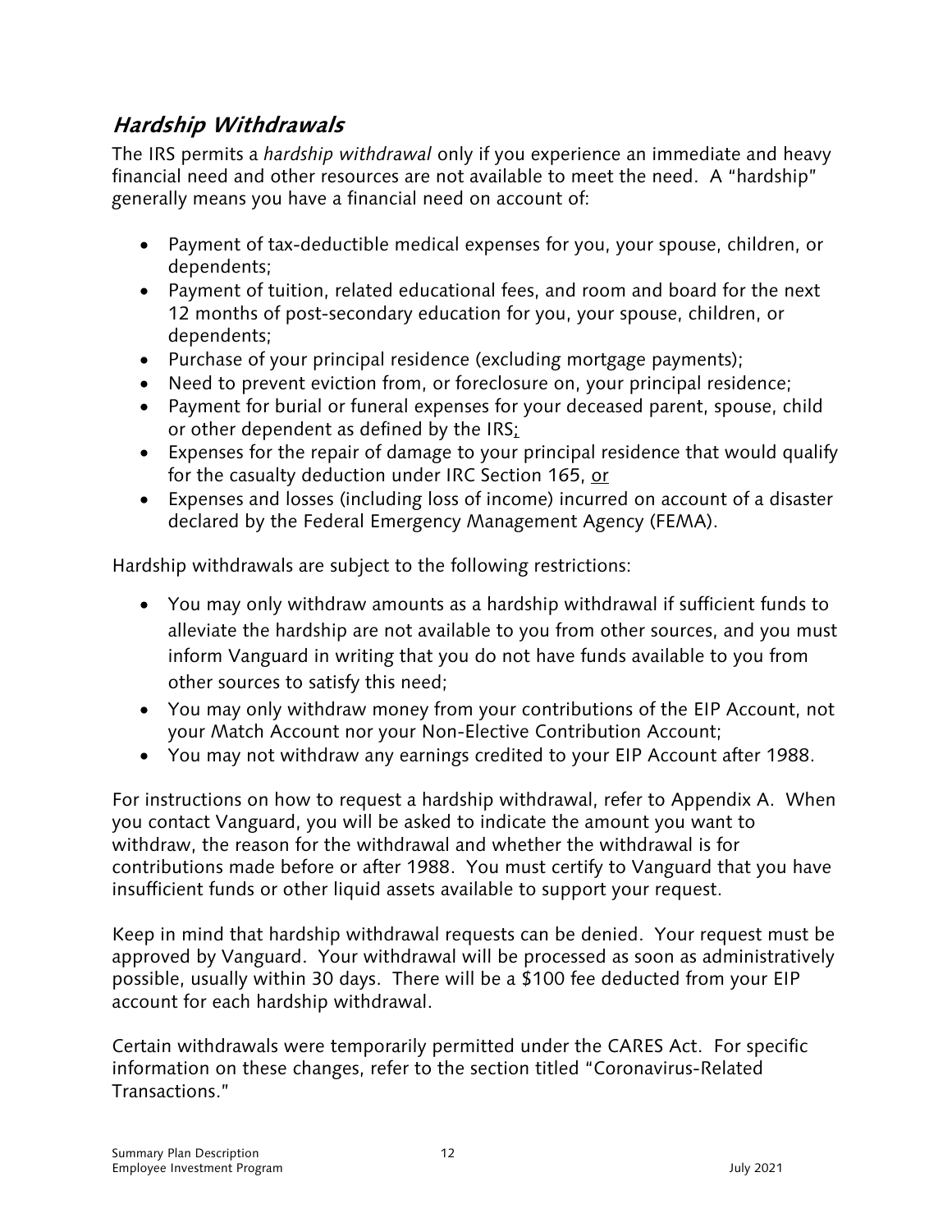## ***Hardship Withdrawals***

The IRS permits a *hardship withdrawal* only if you experience an immediate and heavy financial need and other resources are not available to meet the need. A "hardship" generally means you have a financial need on account of:

- Payment of tax-deductible medical expenses for you, your spouse, children, or dependents;
- Payment of tuition, related educational fees, and room and board for the next 12 months of post-secondary education for you, your spouse, children, or dependents;
- Purchase of your principal residence (excluding mortgage payments);
- Need to prevent eviction from, or foreclosure on, your principal residence;
- Payment for burial or funeral expenses for your deceased parent, spouse, child or other dependent as defined by the IRS;
- Expenses for the repair of damage to your principal residence that would qualify for the casualty deduction under IRC Section 165, or
- Expenses and losses (including loss of income) incurred on account of a disaster declared by the Federal Emergency Management Agency (FEMA).

Hardship withdrawals are subject to the following restrictions:

- You may only withdraw amounts as a hardship withdrawal if sufficient funds to alleviate the hardship are not available to you from other sources, and you must inform Vanguard in writing that you do not have funds available to you from other sources to satisfy this need;
- You may only withdraw money from your contributions of the EIP Account, not your Match Account nor your Non-Elective Contribution Account;
- You may not withdraw any earnings credited to your EIP Account after 1988.

For instructions on how to request a hardship withdrawal, refer to Appendix A. When you contact Vanguard, you will be asked to indicate the amount you want to withdraw, the reason for the withdrawal and whether the withdrawal is for contributions made before or after 1988. You must certify to Vanguard that you have insufficient funds or other liquid assets available to support your request.

Keep in mind that hardship withdrawal requests can be denied. Your request must be approved by Vanguard. Your withdrawal will be processed as soon as administratively possible, usually within 30 days. There will be a $100 fee deducted from your EIP account for each hardship withdrawal.

Certain withdrawals were temporarily permitted under the CARES Act. For specific information on these changes, refer to the section titled "Coronavirus-Related Transactions."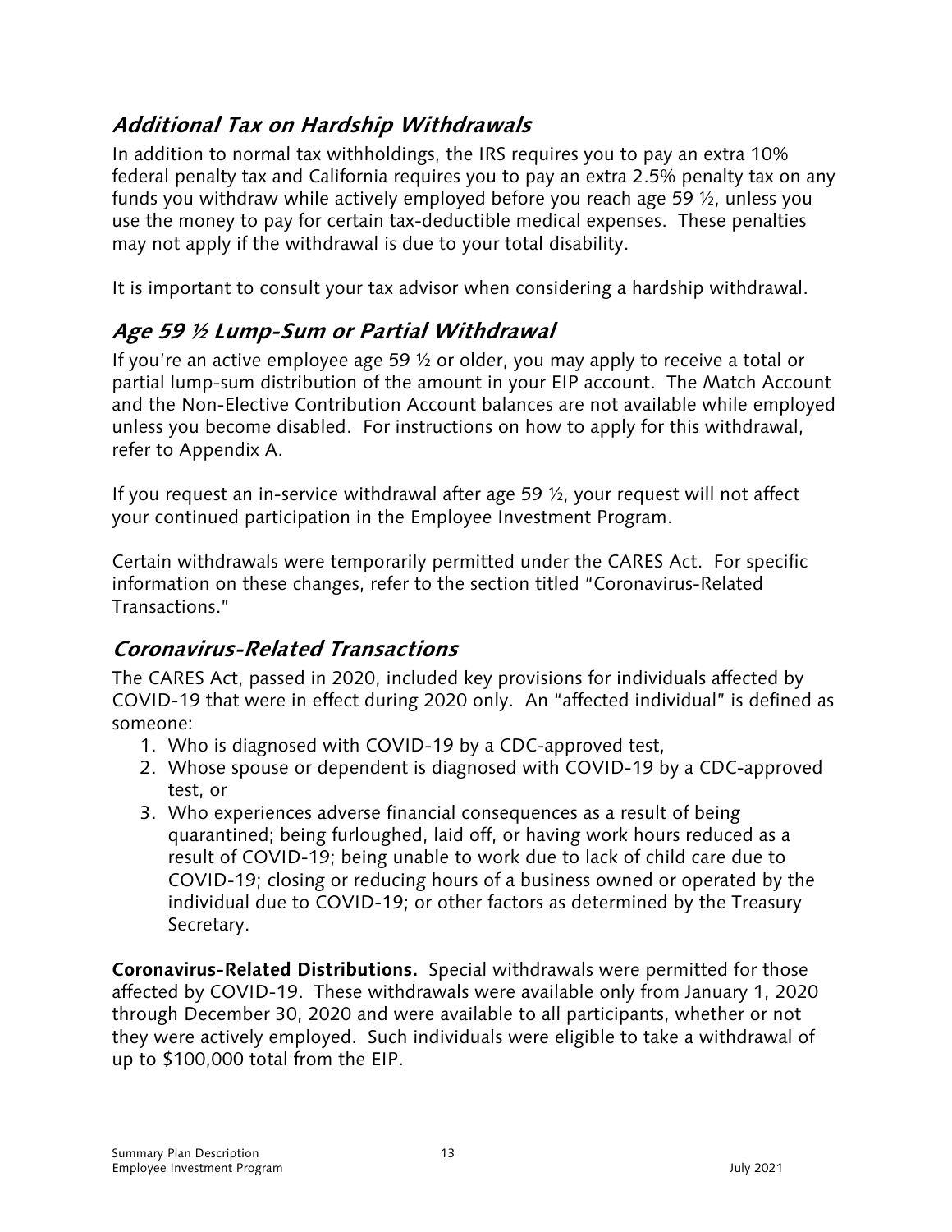## *Additional Tax on Hardship Withdrawals*

In addition to normal tax withholdings, the IRS requires you to pay an extra 10% federal penalty tax and California requires you to pay an extra 2.5% penalty tax on any funds you withdraw while actively employed before you reach age 59 ½, unless you use the money to pay for certain tax-deductible medical expenses. These penalties may not apply if the withdrawal is due to your total disability.

It is important to consult your tax advisor when considering a hardship withdrawal.

## *Age 59 ½ Lump-Sum or Partial Withdrawal*

If you're an active employee age 59 ½ or older, you may apply to receive a total or partial lump-sum distribution of the amount in your EIP account. The Match Account and the Non-Elective Contribution Account balances are not available while employed unless you become disabled. For instructions on how to apply for this withdrawal, refer to Appendix A.

If you request an in-service withdrawal after age 59 ½, your request will not affect your continued participation in the Employee Investment Program.

Certain withdrawals were temporarily permitted under the CARES Act. For specific information on these changes, refer to the section titled "Coronavirus-Related Transactions."

## *Coronavirus-Related Transactions*

The CARES Act, passed in 2020, included key provisions for individuals affected by COVID-19 that were in effect during 2020 only. An "affected individual" is defined as someone:

1. Who is diagnosed with COVID-19 by a CDC-approved test,
2. Whose spouse or dependent is diagnosed with COVID-19 by a CDC-approved test, or
3. Who experiences adverse financial consequences as a result of being quarantined; being furloughed, laid off, or having work hours reduced as a result of COVID-19; being unable to work due to lack of child care due to COVID-19; closing or reducing hours of a business owned or operated by the individual due to COVID-19; or other factors as determined by the Treasury Secretary.

**Coronavirus-Related Distributions.** Special withdrawals were permitted for those affected by COVID-19. These withdrawals were available only from January 1, 2020 through December 30, 2020 and were available to all participants, whether or not they were actively employed. Such individuals were eligible to take a withdrawal of up to $100,000 total from the EIP.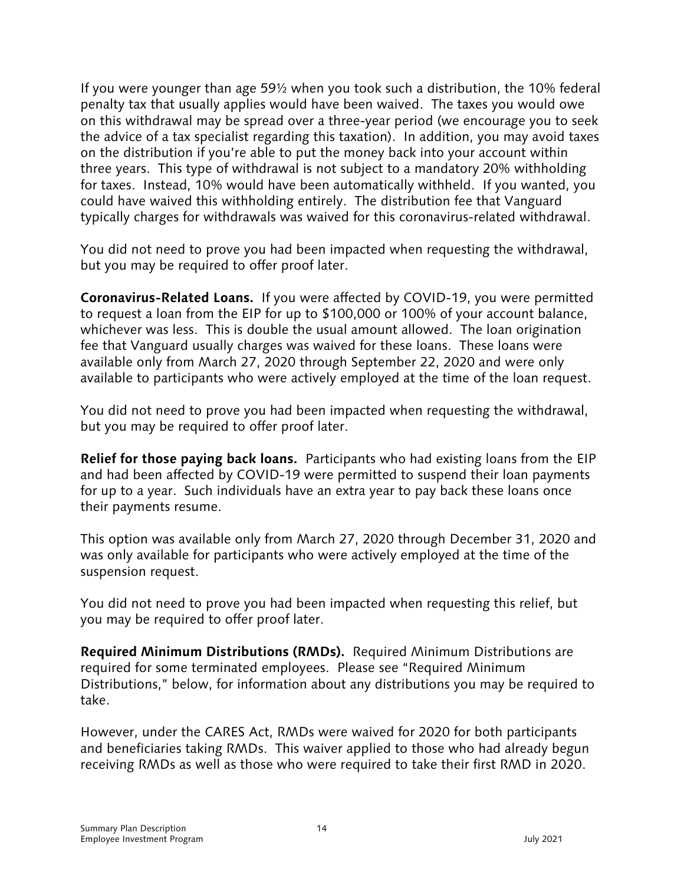If you were younger than age 59½ when you took such a distribution, the 10% federal penalty tax that usually applies would have been waived. The taxes you would owe on this withdrawal may be spread over a three-year period (we encourage you to seek the advice of a tax specialist regarding this taxation). In addition, you may avoid taxes on the distribution if you're able to put the money back into your account within three years. This type of withdrawal is not subject to a mandatory 20% withholding for taxes. Instead, 10% would have been automatically withheld. If you wanted, you could have waived this withholding entirely. The distribution fee that Vanguard typically charges for withdrawals was waived for this coronavirus-related withdrawal.

You did not need to prove you had been impacted when requesting the withdrawal, but you may be required to offer proof later.

**Coronavirus-Related Loans.** If you were affected by COVID-19, you were permitted to request a loan from the EIP for up to $100,000 or 100% of your account balance, whichever was less. This is double the usual amount allowed. The loan origination fee that Vanguard usually charges was waived for these loans. These loans were available only from March 27, 2020 through September 22, 2020 and were only available to participants who were actively employed at the time of the loan request.

You did not need to prove you had been impacted when requesting the withdrawal, but you may be required to offer proof later.

**Relief for those paying back loans.** Participants who had existing loans from the EIP and had been affected by COVID-19 were permitted to suspend their loan payments for up to a year. Such individuals have an extra year to pay back these loans once their payments resume.

This option was available only from March 27, 2020 through December 31, 2020 and was only available for participants who were actively employed at the time of the suspension request.

You did not need to prove you had been impacted when requesting this relief, but you may be required to offer proof later.

**Required Minimum Distributions (RMDs).** Required Minimum Distributions are required for some terminated employees. Please see "Required Minimum Distributions," below, for information about any distributions you may be required to take.

However, under the CARES Act, RMDs were waived for 2020 for both participants and beneficiaries taking RMDs. This waiver applied to those who had already begun receiving RMDs as well as those who were required to take their first RMD in 2020.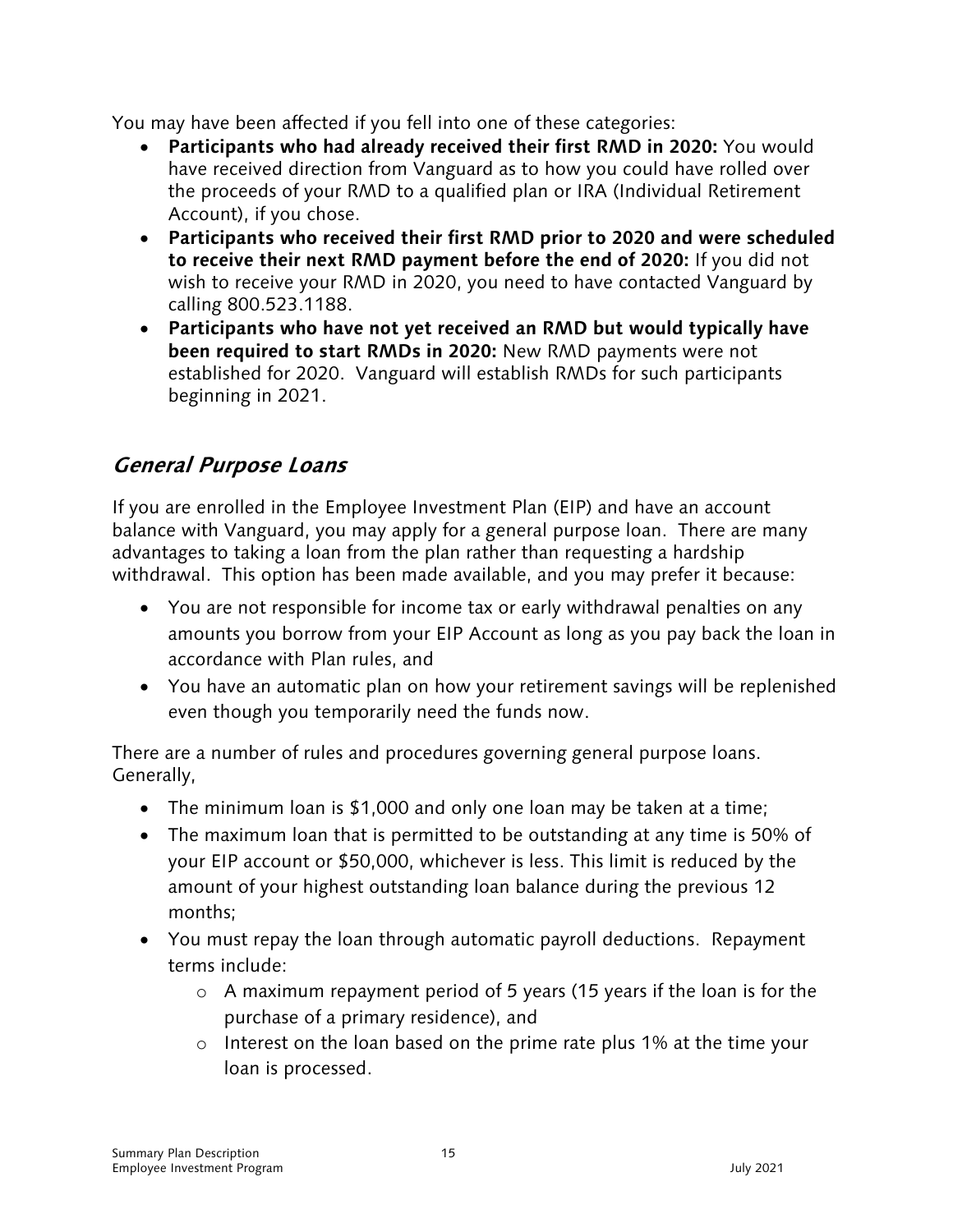You may have been affected if you fell into one of these categories:

- **Participants who had already received their first RMD in 2020:** You would have received direction from Vanguard as to how you could have rolled over the proceeds of your RMD to a qualified plan or IRA (Individual Retirement Account), if you chose.
- **Participants who received their first RMD prior to 2020 and were scheduled to receive their next RMD payment before the end of 2020:** If you did not wish to receive your RMD in 2020, you need to have contacted Vanguard by calling 800.523.1188.
- **Participants who have not yet received an RMD but would typically have been required to start RMDs in 2020:** New RMD payments were not established for 2020. Vanguard will establish RMDs for such participants beginning in 2021.

## *General Purpose Loans*

If you are enrolled in the Employee Investment Plan (EIP) and have an account balance with Vanguard, you may apply for a general purpose loan. There are many advantages to taking a loan from the plan rather than requesting a hardship withdrawal. This option has been made available, and you may prefer it because:

- You are not responsible for income tax or early withdrawal penalties on any amounts you borrow from your EIP Account as long as you pay back the loan in accordance with Plan rules, and
- You have an automatic plan on how your retirement savings will be replenished even though you temporarily need the funds now.

There are a number of rules and procedures governing general purpose loans. Generally,

- The minimum loan is $1,000 and only one loan may be taken at a time;
- The maximum loan that is permitted to be outstanding at any time is 50% of your EIP account or $50,000, whichever is less. This limit is reduced by the amount of your highest outstanding loan balance during the previous 12 months;
- You must repay the loan through automatic payroll deductions. Repayment terms include:
  - A maximum repayment period of 5 years (15 years if the loan is for the purchase of a primary residence), and
  - Interest on the loan based on the prime rate plus 1% at the time your loan is processed.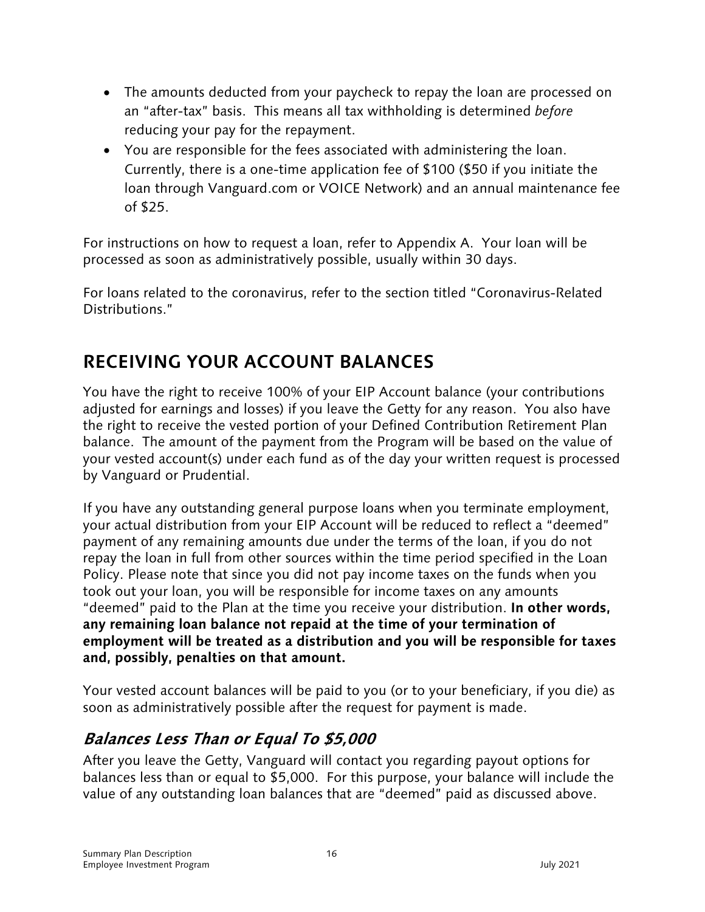- The amounts deducted from your paycheck to repay the loan are processed on an "after-tax" basis. This means all tax withholding is determined *before* reducing your pay for the repayment.
- You are responsible for the fees associated with administering the loan. Currently, there is a one-time application fee of $100 ($50 if you initiate the loan through Vanguard.com or VOICE Network) and an annual maintenance fee of $25.

For instructions on how to request a loan, refer to Appendix A. Your loan will be processed as soon as administratively possible, usually within 30 days.

For loans related to the coronavirus, refer to the section titled "Coronavirus-Related Distributions."

## RECEIVING YOUR ACCOUNT BALANCES

You have the right to receive 100% of your EIP Account balance (your contributions adjusted for earnings and losses) if you leave the Getty for any reason. You also have the right to receive the vested portion of your Defined Contribution Retirement Plan balance. The amount of the payment from the Program will be based on the value of your vested account(s) under each fund as of the day your written request is processed by Vanguard or Prudential.

If you have any outstanding general purpose loans when you terminate employment, your actual distribution from your EIP Account will be reduced to reflect a "deemed" payment of any remaining amounts due under the terms of the loan, if you do not repay the loan in full from other sources within the time period specified in the Loan Policy. Please note that since you did not pay income taxes on the funds when you took out your loan, you will be responsible for income taxes on any amounts "deemed" paid to the Plan at the time you receive your distribution. **In other words, any remaining loan balance not repaid at the time of your termination of employment will be treated as a distribution and you will be responsible for taxes and, possibly, penalties on that amount.**

Your vested account balances will be paid to you (or to your beneficiary, if you die) as soon as administratively possible after the request for payment is made.

### *Balances Less Than or Equal To $5,000*

After you leave the Getty, Vanguard will contact you regarding payout options for balances less than or equal to $5,000. For this purpose, your balance will include the value of any outstanding loan balances that are "deemed" paid as discussed above.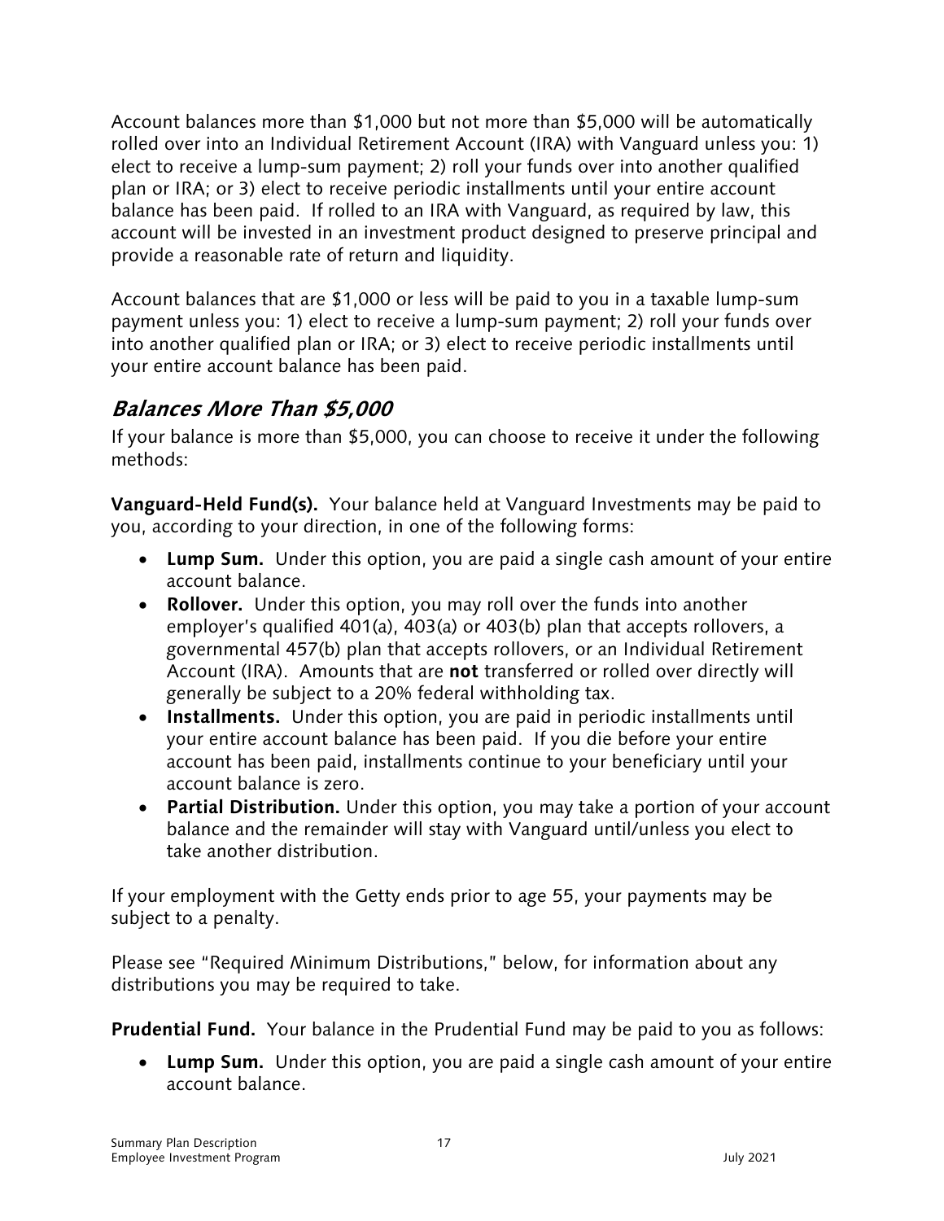Account balances more than $1,000 but not more than $5,000 will be automatically rolled over into an Individual Retirement Account (IRA) with Vanguard unless you: 1) elect to receive a lump-sum payment; 2) roll your funds over into another qualified plan or IRA; or 3) elect to receive periodic installments until your entire account balance has been paid. If rolled to an IRA with Vanguard, as required by law, this account will be invested in an investment product designed to preserve principal and provide a reasonable rate of return and liquidity.

Account balances that are $1,000 or less will be paid to you in a taxable lump-sum payment unless you: 1) elect to receive a lump-sum payment; 2) roll your funds over into another qualified plan or IRA; or 3) elect to receive periodic installments until your entire account balance has been paid.

## *Balances More Than $5,000*

If your balance is more than $5,000, you can choose to receive it under the following methods:

**Vanguard-Held Fund(s).** Your balance held at Vanguard Investments may be paid to you, according to your direction, in one of the following forms:

- **Lump Sum.** Under this option, you are paid a single cash amount of your entire account balance.
- **Rollover.** Under this option, you may roll over the funds into another employer's qualified 401(a), 403(a) or 403(b) plan that accepts rollovers, a governmental 457(b) plan that accepts rollovers, or an Individual Retirement Account (IRA). Amounts that are **not** transferred or rolled over directly will generally be subject to a 20% federal withholding tax.
- **Installments.** Under this option, you are paid in periodic installments until your entire account balance has been paid. If you die before your entire account has been paid, installments continue to your beneficiary until your account balance is zero.
- **Partial Distribution.** Under this option, you may take a portion of your account balance and the remainder will stay with Vanguard until/unless you elect to take another distribution.

If your employment with the Getty ends prior to age 55, your payments may be subject to a penalty.

Please see "Required Minimum Distributions," below, for information about any distributions you may be required to take.

**Prudential Fund.** Your balance in the Prudential Fund may be paid to you as follows:

- **Lump Sum.** Under this option, you are paid a single cash amount of your entire account balance.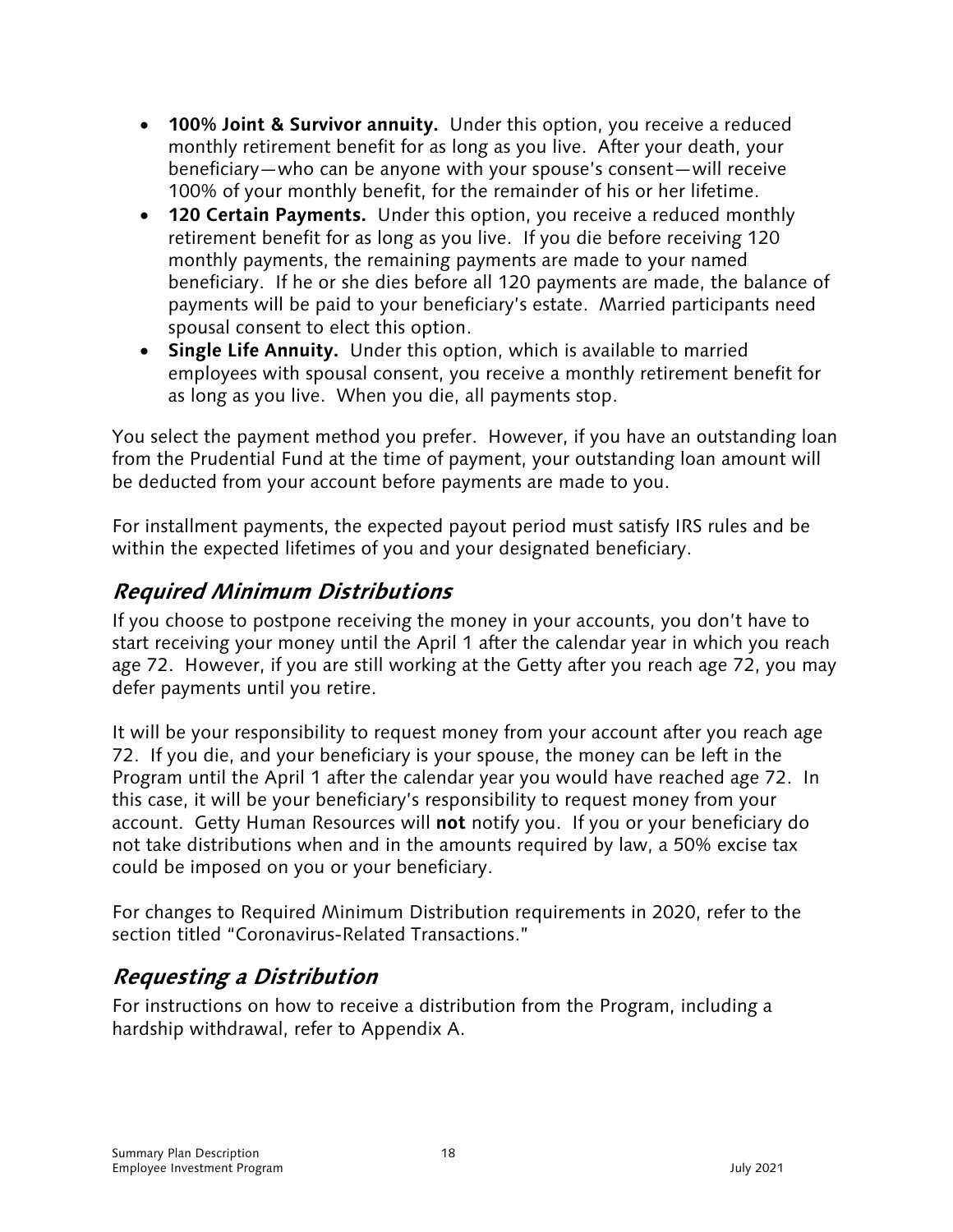- **100% Joint & Survivor annuity.** Under this option, you receive a reduced monthly retirement benefit for as long as you live. After your death, your beneficiary—who can be anyone with your spouse's consent—will receive 100% of your monthly benefit, for the remainder of his or her lifetime.
- **120 Certain Payments.** Under this option, you receive a reduced monthly retirement benefit for as long as you live. If you die before receiving 120 monthly payments, the remaining payments are made to your named beneficiary. If he or she dies before all 120 payments are made, the balance of payments will be paid to your beneficiary's estate. Married participants need spousal consent to elect this option.
- **Single Life Annuity.** Under this option, which is available to married employees with spousal consent, you receive a monthly retirement benefit for as long as you live. When you die, all payments stop.

You select the payment method you prefer. However, if you have an outstanding loan from the Prudential Fund at the time of payment, your outstanding loan amount will be deducted from your account before payments are made to you.

For installment payments, the expected payout period must satisfy IRS rules and be within the expected lifetimes of you and your designated beneficiary.

## *Required Minimum Distributions*

If you choose to postpone receiving the money in your accounts, you don't have to start receiving your money until the April 1 after the calendar year in which you reach age 72. However, if you are still working at the Getty after you reach age 72, you may defer payments until you retire.

It will be your responsibility to request money from your account after you reach age 72. If you die, and your beneficiary is your spouse, the money can be left in the Program until the April 1 after the calendar year you would have reached age 72. In this case, it will be your beneficiary's responsibility to request money from your account. Getty Human Resources will **not** notify you. If you or your beneficiary do not take distributions when and in the amounts required by law, a 50% excise tax could be imposed on you or your beneficiary.

For changes to Required Minimum Distribution requirements in 2020, refer to the section titled "Coronavirus-Related Transactions."

## *Requesting a Distribution*

For instructions on how to receive a distribution from the Program, including a hardship withdrawal, refer to Appendix A.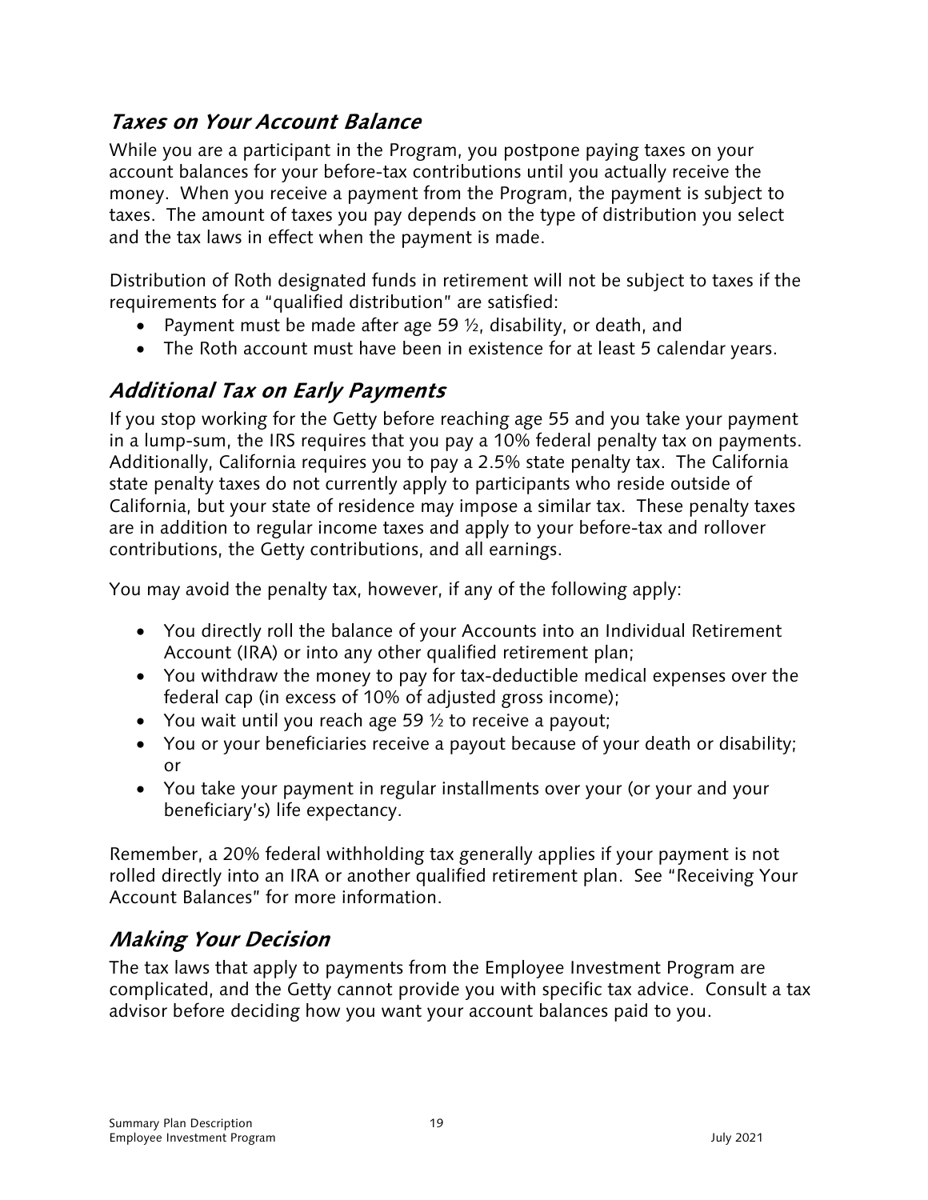## *Taxes on Your Account Balance*

While you are a participant in the Program, you postpone paying taxes on your account balances for your before-tax contributions until you actually receive the money. When you receive a payment from the Program, the payment is subject to taxes. The amount of taxes you pay depends on the type of distribution you select and the tax laws in effect when the payment is made.

Distribution of Roth designated funds in retirement will not be subject to taxes if the requirements for a "qualified distribution" are satisfied:

- Payment must be made after age 59 ½, disability, or death, and
- The Roth account must have been in existence for at least 5 calendar years.

## *Additional Tax on Early Payments*

If you stop working for the Getty before reaching age 55 and you take your payment in a lump-sum, the IRS requires that you pay a 10% federal penalty tax on payments. Additionally, California requires you to pay a 2.5% state penalty tax. The California state penalty taxes do not currently apply to participants who reside outside of California, but your state of residence may impose a similar tax. These penalty taxes are in addition to regular income taxes and apply to your before-tax and rollover contributions, the Getty contributions, and all earnings.

You may avoid the penalty tax, however, if any of the following apply:

- You directly roll the balance of your Accounts into an Individual Retirement Account (IRA) or into any other qualified retirement plan;
- You withdraw the money to pay for tax-deductible medical expenses over the federal cap (in excess of 10% of adjusted gross income);
- You wait until you reach age 59 ½ to receive a payout;
- You or your beneficiaries receive a payout because of your death or disability; or
- You take your payment in regular installments over your (or your and your beneficiary's) life expectancy.

Remember, a 20% federal withholding tax generally applies if your payment is not rolled directly into an IRA or another qualified retirement plan. See "Receiving Your Account Balances" for more information.

## *Making Your Decision*

The tax laws that apply to payments from the Employee Investment Program are complicated, and the Getty cannot provide you with specific tax advice. Consult a tax advisor before deciding how you want your account balances paid to you.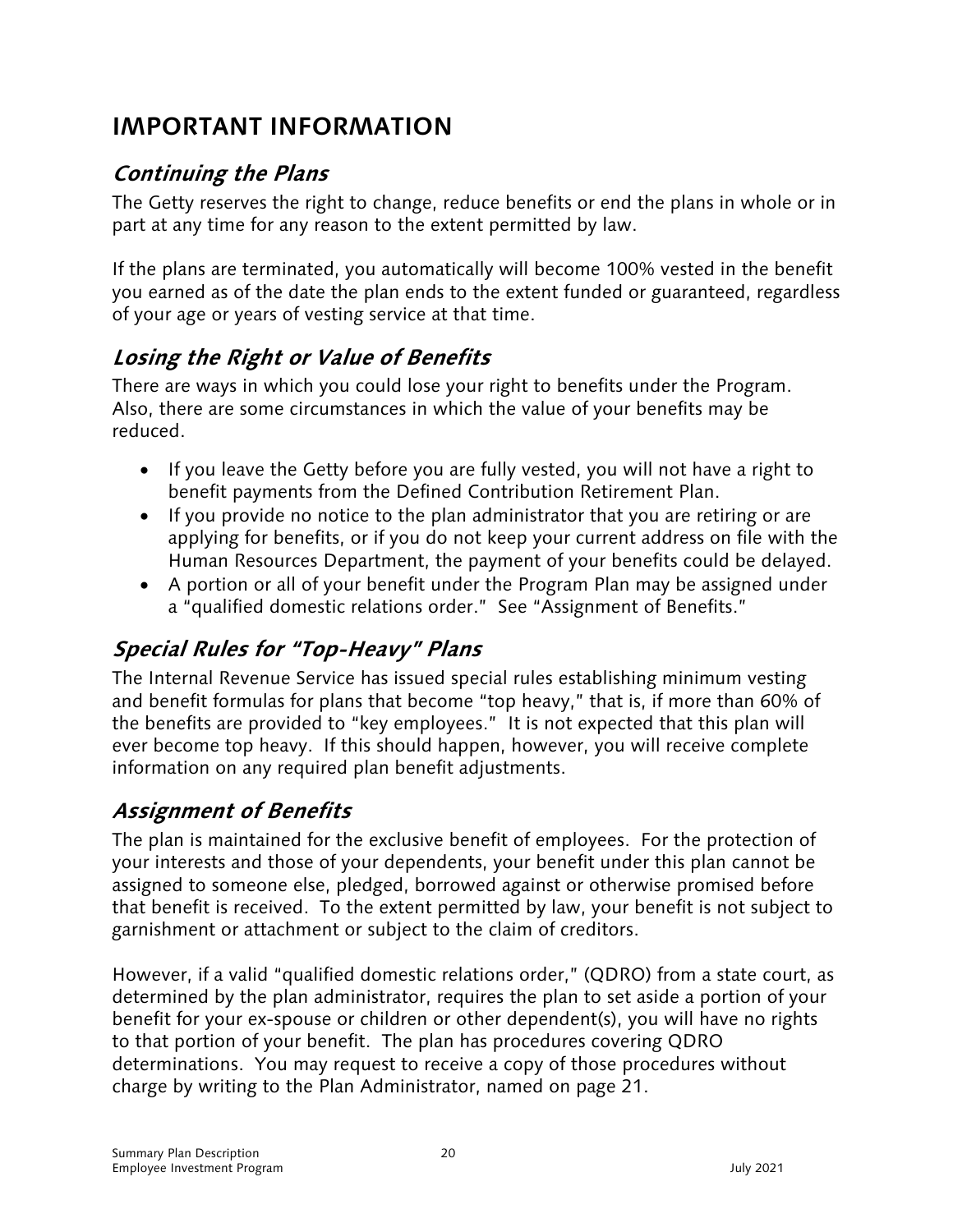# IMPORTANT INFORMATION

## *Continuing the Plans*

The Getty reserves the right to change, reduce benefits or end the plans in whole or in part at any time for any reason to the extent permitted by law.

If the plans are terminated, you automatically will become 100% vested in the benefit you earned as of the date the plan ends to the extent funded or guaranteed, regardless of your age or years of vesting service at that time.

## *Losing the Right or Value of Benefits*

There are ways in which you could lose your right to benefits under the Program. Also, there are some circumstances in which the value of your benefits may be reduced.

- If you leave the Getty before you are fully vested, you will not have a right to benefit payments from the Defined Contribution Retirement Plan.
- If you provide no notice to the plan administrator that you are retiring or are applying for benefits, or if you do not keep your current address on file with the Human Resources Department, the payment of your benefits could be delayed.
- A portion or all of your benefit under the Program Plan may be assigned under a "qualified domestic relations order." See "Assignment of Benefits."

## *Special Rules for "Top-Heavy" Plans*

The Internal Revenue Service has issued special rules establishing minimum vesting and benefit formulas for plans that become "top heavy," that is, if more than 60% of the benefits are provided to "key employees." It is not expected that this plan will ever become top heavy. If this should happen, however, you will receive complete information on any required plan benefit adjustments.

## *Assignment of Benefits*

The plan is maintained for the exclusive benefit of employees. For the protection of your interests and those of your dependents, your benefit under this plan cannot be assigned to someone else, pledged, borrowed against or otherwise promised before that benefit is received. To the extent permitted by law, your benefit is not subject to garnishment or attachment or subject to the claim of creditors.

However, if a valid "qualified domestic relations order," (QDRO) from a state court, as determined by the plan administrator, requires the plan to set aside a portion of your benefit for your ex-spouse or children or other dependent(s), you will have no rights to that portion of your benefit. The plan has procedures covering QDRO determinations. You may request to receive a copy of those procedures without charge by writing to the Plan Administrator, named on page 21.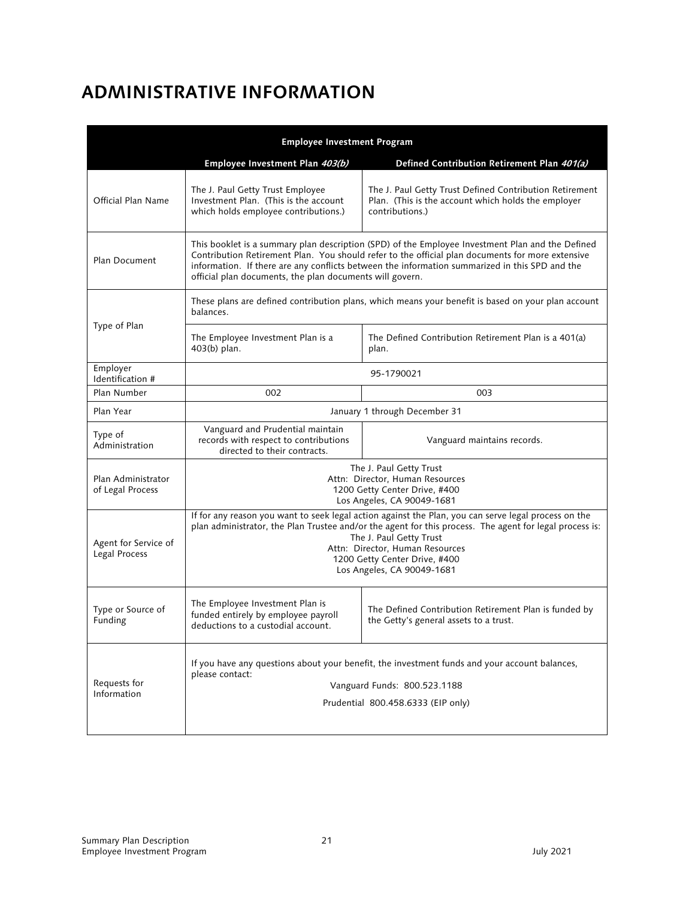# ADMINISTRATIVE INFORMATION

| Employee Investment Program | | |
|---|---|---|
| | Employee Investment Plan *403(b)* | Defined Contribution Retirement Plan *401(a)* |
| Official Plan Name | The J. Paul Getty Trust Employee Investment Plan. (This is the account which holds employee contributions.) | The J. Paul Getty Trust Defined Contribution Retirement Plan. (This is the account which holds the employer contributions.) |
| Plan Document | This booklet is a summary plan description (SPD) of the Employee Investment Plan and the Defined Contribution Retirement Plan. You should refer to the official plan documents for more extensive information. If there are any conflicts between the information summarized in this SPD and the official plan documents, the plan documents will govern. | |
| Type of Plan | These plans are defined contribution plans, which means your benefit is based on your plan account balances. | |
| | The Employee Investment Plan is a 403(b) plan. | The Defined Contribution Retirement Plan is a 401(a) plan. |
| Employer Identification # | 95-1790021 | |
| Plan Number | 002 | 003 |
| Plan Year | January 1 through December 31 | |
| Type of Administration | Vanguard and Prudential maintain records with respect to contributions directed to their contracts. | Vanguard maintains records. |
| Plan Administrator of Legal Process | The J. Paul Getty Trust<br>Attn: Director, Human Resources<br>1200 Getty Center Drive, #400<br>Los Angeles, CA 90049-1681 | |
| Agent for Service of Legal Process | If for any reason you want to seek legal action against the Plan, you can serve legal process on the plan administrator, the Plan Trustee and/or the agent for this process. The agent for legal process is:<br>The J. Paul Getty Trust<br>Attn: Director, Human Resources<br>1200 Getty Center Drive, #400<br>Los Angeles, CA 90049-1681 | |
| Type or Source of Funding | The Employee Investment Plan is funded entirely by employee payroll deductions to a custodial account. | The Defined Contribution Retirement Plan is funded by the Getty's general assets to a trust. |
| Requests for Information | If you have any questions about your benefit, the investment funds and your account balances, please contact:<br>Vanguard Funds: 800.523.1188<br>Prudential 800.458.6333 (EIP only) | |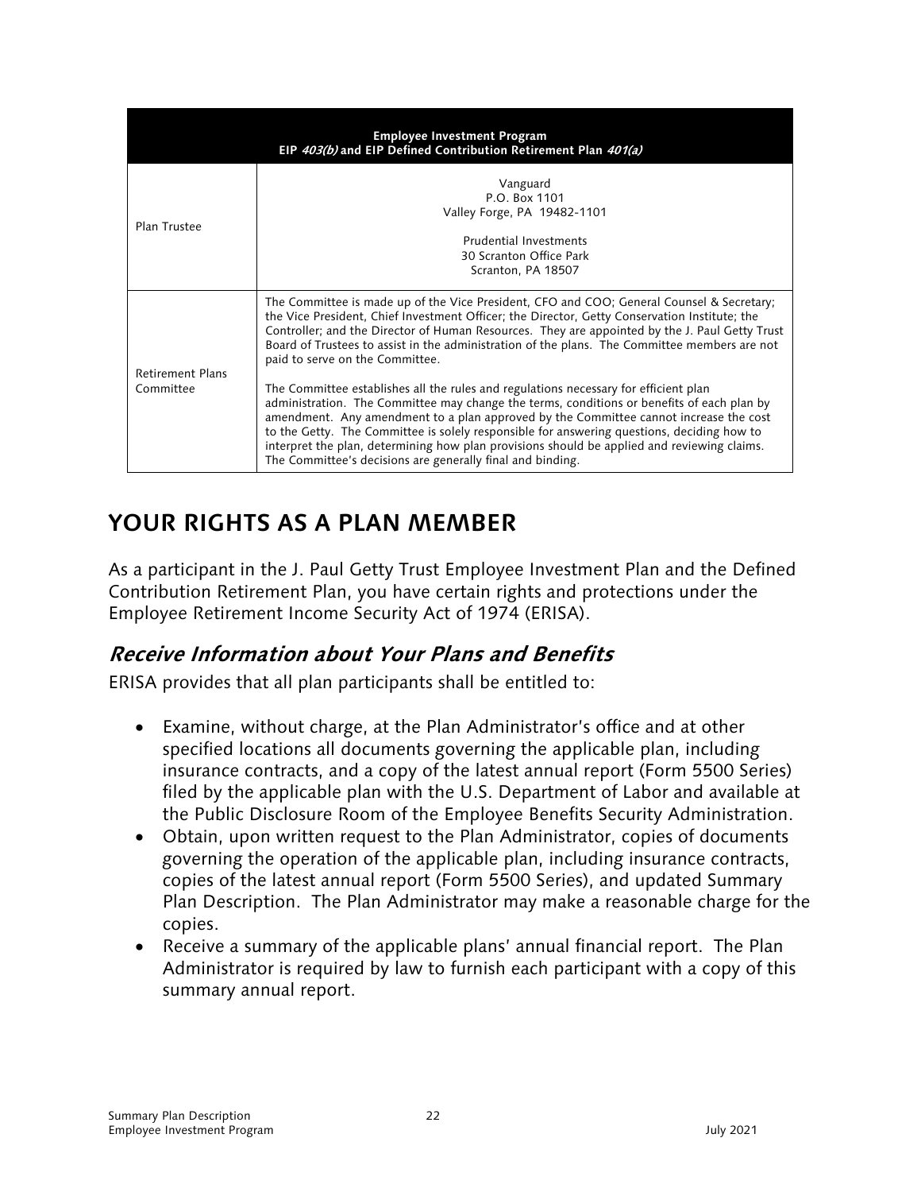| **Employee Investment Program**<br>**EIP *403(b)* and EIP Defined Contribution Retirement Plan *401(a)*** | |
|---|---|
| Plan Trustee | Vanguard<br>P.O. Box 1101<br>Valley Forge, PA 19482-1101<br><br>Prudential Investments<br>30 Scranton Office Park<br>Scranton, PA 18507 |
| Retirement Plans Committee | The Committee is made up of the Vice President, CFO and COO; General Counsel & Secretary; the Vice President, Chief Investment Officer; the Director, Getty Conservation Institute; the Controller; and the Director of Human Resources. They are appointed by the J. Paul Getty Trust Board of Trustees to assist in the administration of the plans. The Committee members are not paid to serve on the Committee.<br><br>The Committee establishes all the rules and regulations necessary for efficient plan administration. The Committee may change the terms, conditions or benefits of each plan by amendment. Any amendment to a plan approved by the Committee cannot increase the cost to the Getty. The Committee is solely responsible for answering questions, deciding how to interpret the plan, determining how plan provisions should be applied and reviewing claims. The Committee's decisions are generally final and binding. |

# YOUR RIGHTS AS A PLAN MEMBER

As a participant in the J. Paul Getty Trust Employee Investment Plan and the Defined Contribution Retirement Plan, you have certain rights and protections under the Employee Retirement Income Security Act of 1974 (ERISA).

## *Receive Information about Your Plans and Benefits*

ERISA provides that all plan participants shall be entitled to:

- Examine, without charge, at the Plan Administrator's office and at other specified locations all documents governing the applicable plan, including insurance contracts, and a copy of the latest annual report (Form 5500 Series) filed by the applicable plan with the U.S. Department of Labor and available at the Public Disclosure Room of the Employee Benefits Security Administration.
- Obtain, upon written request to the Plan Administrator, copies of documents governing the operation of the applicable plan, including insurance contracts, copies of the latest annual report (Form 5500 Series), and updated Summary Plan Description. The Plan Administrator may make a reasonable charge for the copies.
- Receive a summary of the applicable plans' annual financial report. The Plan Administrator is required by law to furnish each participant with a copy of this summary annual report.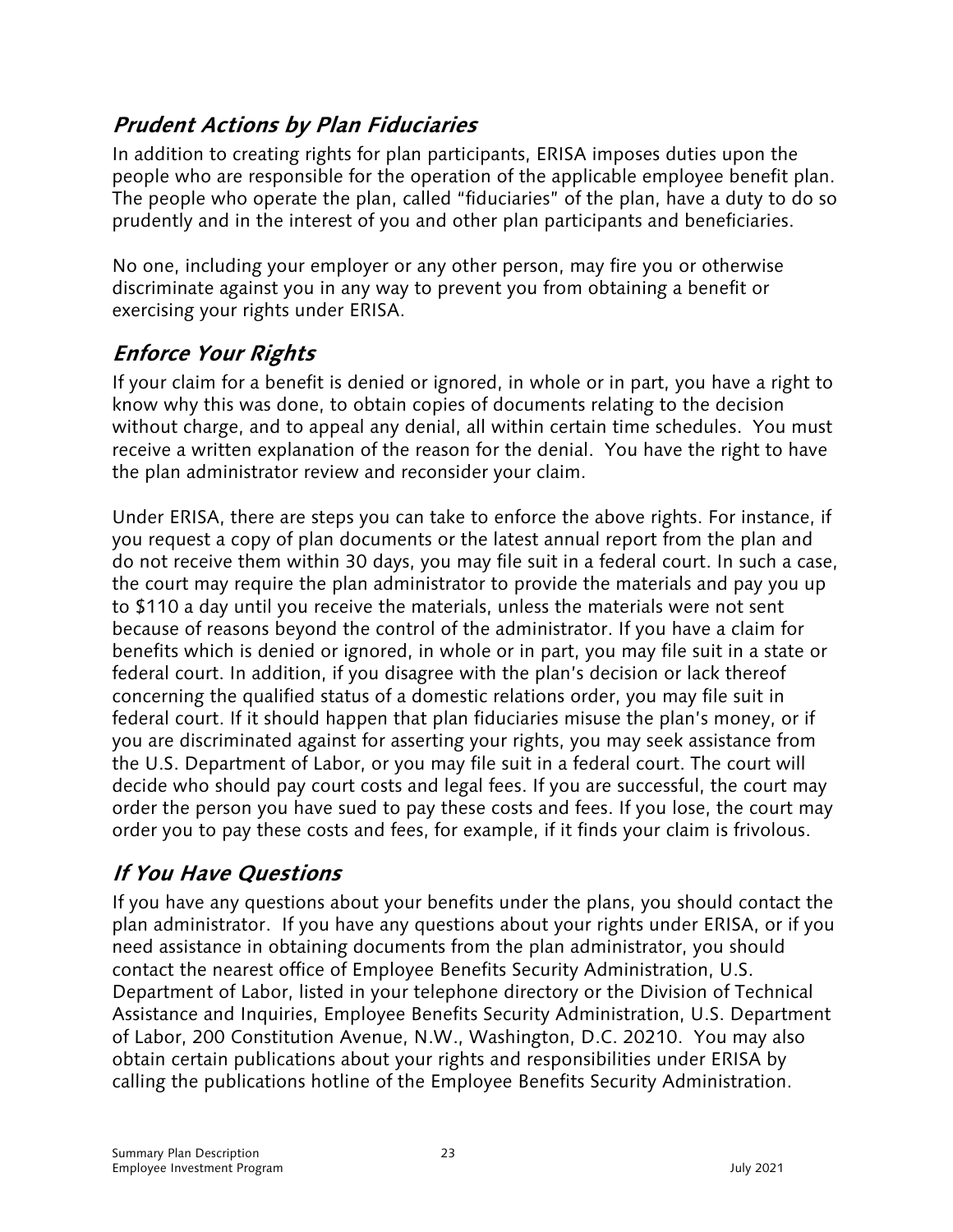## *Prudent Actions by Plan Fiduciaries*

In addition to creating rights for plan participants, ERISA imposes duties upon the people who are responsible for the operation of the applicable employee benefit plan. The people who operate the plan, called "fiduciaries" of the plan, have a duty to do so prudently and in the interest of you and other plan participants and beneficiaries.

No one, including your employer or any other person, may fire you or otherwise discriminate against you in any way to prevent you from obtaining a benefit or exercising your rights under ERISA.

## *Enforce Your Rights*

If your claim for a benefit is denied or ignored, in whole or in part, you have a right to know why this was done, to obtain copies of documents relating to the decision without charge, and to appeal any denial, all within certain time schedules. You must receive a written explanation of the reason for the denial. You have the right to have the plan administrator review and reconsider your claim.

Under ERISA, there are steps you can take to enforce the above rights. For instance, if you request a copy of plan documents or the latest annual report from the plan and do not receive them within 30 days, you may file suit in a federal court. In such a case, the court may require the plan administrator to provide the materials and pay you up to $110 a day until you receive the materials, unless the materials were not sent because of reasons beyond the control of the administrator. If you have a claim for benefits which is denied or ignored, in whole or in part, you may file suit in a state or federal court. In addition, if you disagree with the plan's decision or lack thereof concerning the qualified status of a domestic relations order, you may file suit in federal court. If it should happen that plan fiduciaries misuse the plan's money, or if you are discriminated against for asserting your rights, you may seek assistance from the U.S. Department of Labor, or you may file suit in a federal court. The court will decide who should pay court costs and legal fees. If you are successful, the court may order the person you have sued to pay these costs and fees. If you lose, the court may order you to pay these costs and fees, for example, if it finds your claim is frivolous.

## *If You Have Questions*

If you have any questions about your benefits under the plans, you should contact the plan administrator. If you have any questions about your rights under ERISA, or if you need assistance in obtaining documents from the plan administrator, you should contact the nearest office of Employee Benefits Security Administration, U.S. Department of Labor, listed in your telephone directory or the Division of Technical Assistance and Inquiries, Employee Benefits Security Administration, U.S. Department of Labor, 200 Constitution Avenue, N.W., Washington, D.C. 20210. You may also obtain certain publications about your rights and responsibilities under ERISA by calling the publications hotline of the Employee Benefits Security Administration.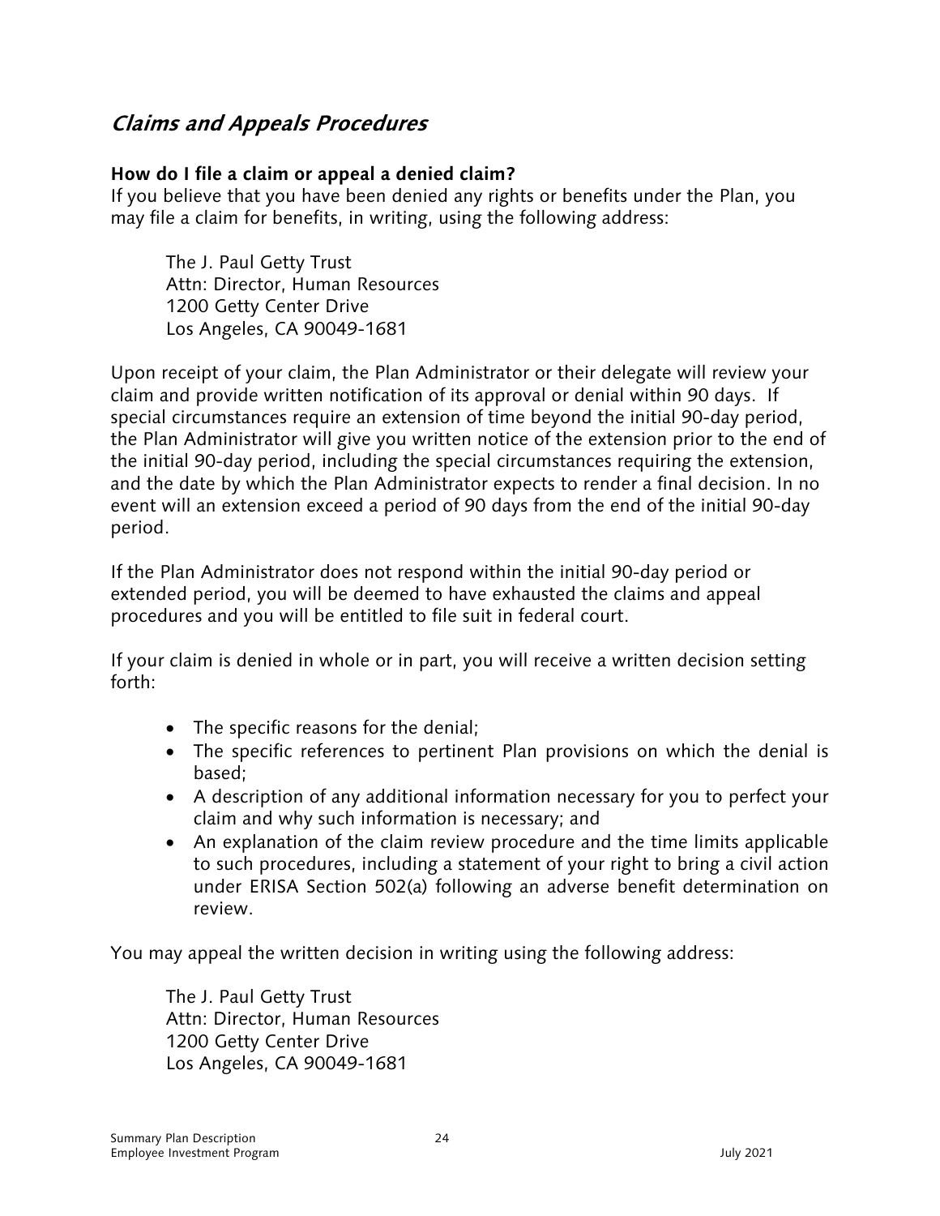## *Claims and Appeals Procedures*

**How do I file a claim or appeal a denied claim?**
If you believe that you have been denied any rights or benefits under the Plan, you may file a claim for benefits, in writing, using the following address:

> The J. Paul Getty Trust
> Attn: Director, Human Resources
> 1200 Getty Center Drive
> Los Angeles, CA 90049-1681

Upon receipt of your claim, the Plan Administrator or their delegate will review your claim and provide written notification of its approval or denial within 90 days. If special circumstances require an extension of time beyond the initial 90-day period, the Plan Administrator will give you written notice of the extension prior to the end of the initial 90-day period, including the special circumstances requiring the extension, and the date by which the Plan Administrator expects to render a final decision. In no event will an extension exceed a period of 90 days from the end of the initial 90-day period.

If the Plan Administrator does not respond within the initial 90-day period or extended period, you will be deemed to have exhausted the claims and appeal procedures and you will be entitled to file suit in federal court.

If your claim is denied in whole or in part, you will receive a written decision setting forth:

- The specific reasons for the denial;
- The specific references to pertinent Plan provisions on which the denial is based;
- A description of any additional information necessary for you to perfect your claim and why such information is necessary; and
- An explanation of the claim review procedure and the time limits applicable to such procedures, including a statement of your right to bring a civil action under ERISA Section 502(a) following an adverse benefit determination on review.

You may appeal the written decision in writing using the following address:

> The J. Paul Getty Trust
> Attn: Director, Human Resources
> 1200 Getty Center Drive
> Los Angeles, CA 90049-1681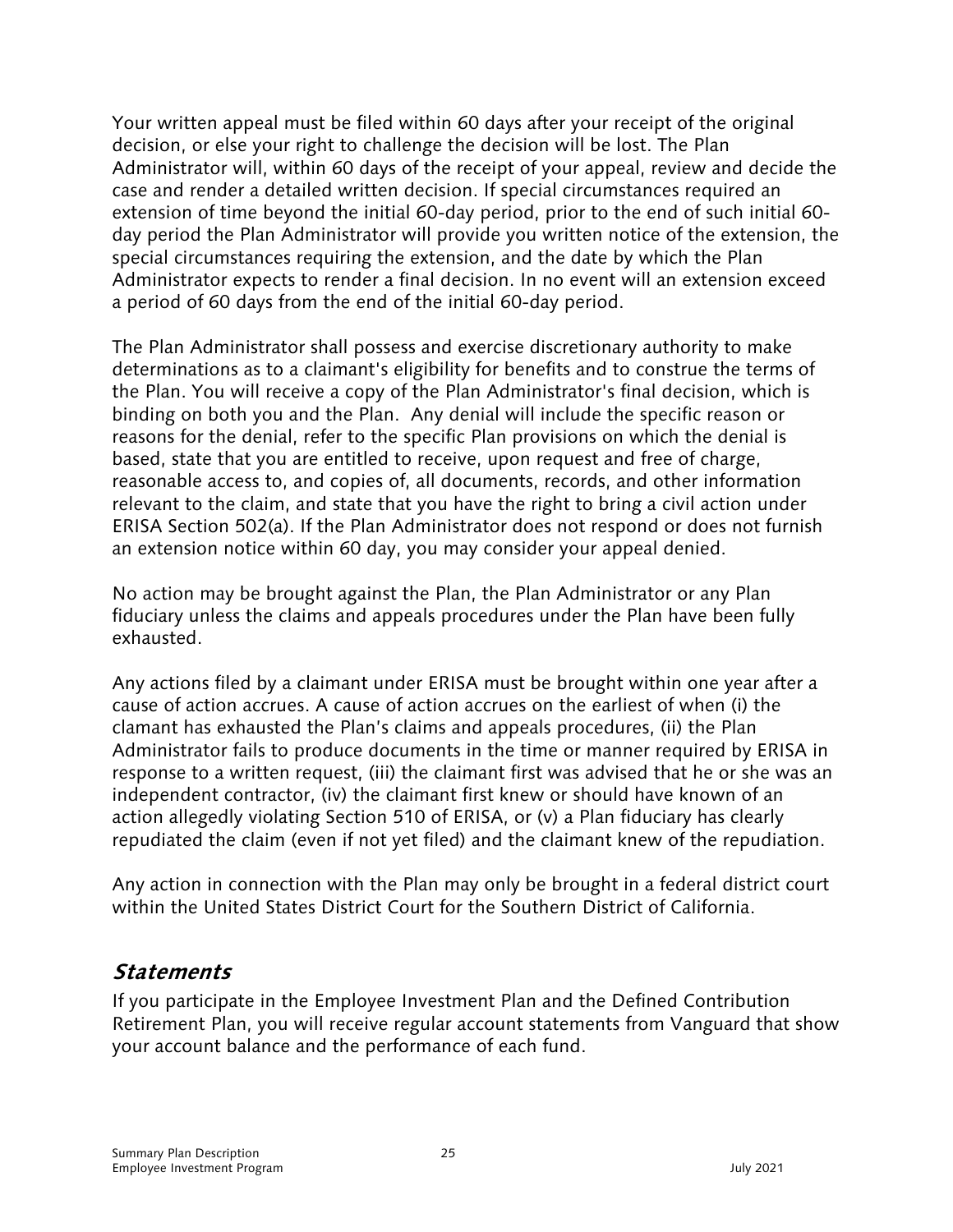Your written appeal must be filed within 60 days after your receipt of the original decision, or else your right to challenge the decision will be lost. The Plan Administrator will, within 60 days of the receipt of your appeal, review and decide the case and render a detailed written decision. If special circumstances required an extension of time beyond the initial 60-day period, prior to the end of such initial 60-day period the Plan Administrator will provide you written notice of the extension, the special circumstances requiring the extension, and the date by which the Plan Administrator expects to render a final decision. In no event will an extension exceed a period of 60 days from the end of the initial 60-day period.

The Plan Administrator shall possess and exercise discretionary authority to make determinations as to a claimant's eligibility for benefits and to construe the terms of the Plan. You will receive a copy of the Plan Administrator's final decision, which is binding on both you and the Plan. Any denial will include the specific reason or reasons for the denial, refer to the specific Plan provisions on which the denial is based, state that you are entitled to receive, upon request and free of charge, reasonable access to, and copies of, all documents, records, and other information relevant to the claim, and state that you have the right to bring a civil action under ERISA Section 502(a). If the Plan Administrator does not respond or does not furnish an extension notice within 60 day, you may consider your appeal denied.

No action may be brought against the Plan, the Plan Administrator or any Plan fiduciary unless the claims and appeals procedures under the Plan have been fully exhausted.

Any actions filed by a claimant under ERISA must be brought within one year after a cause of action accrues. A cause of action accrues on the earliest of when (i) the clamant has exhausted the Plan's claims and appeals procedures, (ii) the Plan Administrator fails to produce documents in the time or manner required by ERISA in response to a written request, (iii) the claimant first was advised that he or she was an independent contractor, (iv) the claimant first knew or should have known of an action allegedly violating Section 510 of ERISA, or (v) a Plan fiduciary has clearly repudiated the claim (even if not yet filed) and the claimant knew of the repudiation.

Any action in connection with the Plan may only be brought in a federal district court within the United States District Court for the Southern District of California.

## *Statements*

If you participate in the Employee Investment Plan and the Defined Contribution Retirement Plan, you will receive regular account statements from Vanguard that show your account balance and the performance of each fund.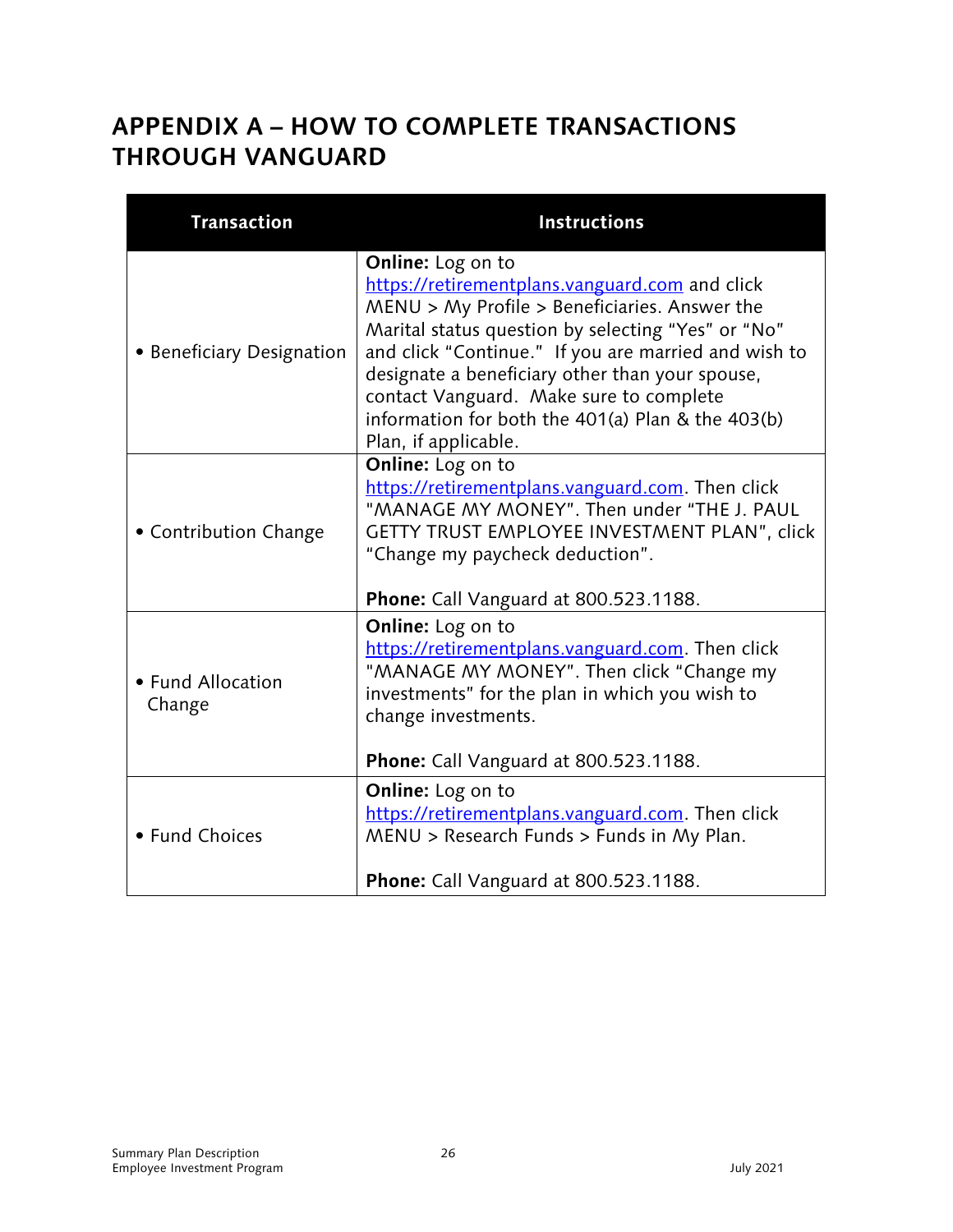# APPENDIX A – HOW TO COMPLETE TRANSACTIONS THROUGH VANGUARD

| Transaction | Instructions |
|---|---|
| • Beneficiary Designation | **Online:** Log on to https://retirementplans.vanguard.com and click MENU > My Profile > Beneficiaries. Answer the Marital status question by selecting "Yes" or "No" and click "Continue." If you are married and wish to designate a beneficiary other than your spouse, contact Vanguard. Make sure to complete information for both the 401(a) Plan & the 403(b) Plan, if applicable. |
| • Contribution Change | **Online:** Log on to https://retirementplans.vanguard.com. Then click "MANAGE MY MONEY". Then under "THE J. PAUL GETTY TRUST EMPLOYEE INVESTMENT PLAN", click "Change my paycheck deduction".<br><br>**Phone:** Call Vanguard at 800.523.1188. |
| • Fund Allocation Change | **Online:** Log on to https://retirementplans.vanguard.com. Then click "MANAGE MY MONEY". Then click "Change my investments" for the plan in which you wish to change investments.<br><br>**Phone:** Call Vanguard at 800.523.1188. |
| • Fund Choices | **Online:** Log on to https://retirementplans.vanguard.com. Then click MENU > Research Funds > Funds in My Plan.<br><br>**Phone:** Call Vanguard at 800.523.1188. |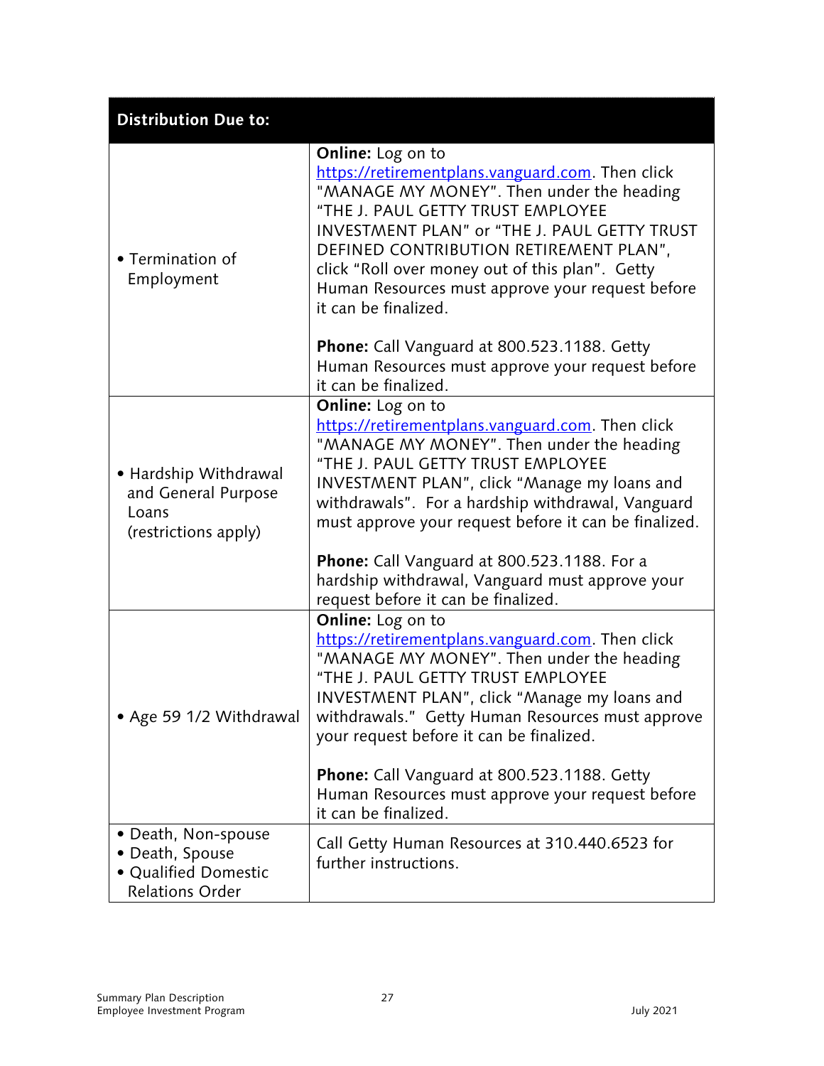| Distribution Due to: | |
|---|---|
| • Termination of Employment | **Online:** Log on to https://retirementplans.vanguard.com. Then click "MANAGE MY MONEY". Then under the heading "THE J. PAUL GETTY TRUST EMPLOYEE INVESTMENT PLAN" or "THE J. PAUL GETTY TRUST DEFINED CONTRIBUTION RETIREMENT PLAN", click "Roll over money out of this plan". Getty Human Resources must approve your request before it can be finalized.<br><br>**Phone:** Call Vanguard at 800.523.1188. Getty Human Resources must approve your request before it can be finalized. |
| • Hardship Withdrawal and General Purpose Loans (restrictions apply) | **Online:** Log on to https://retirementplans.vanguard.com. Then click "MANAGE MY MONEY". Then under the heading "THE J. PAUL GETTY TRUST EMPLOYEE INVESTMENT PLAN", click "Manage my loans and withdrawals". For a hardship withdrawal, Vanguard must approve your request before it can be finalized.<br><br>**Phone:** Call Vanguard at 800.523.1188. For a hardship withdrawal, Vanguard must approve your request before it can be finalized. |
| • Age 59 1/2 Withdrawal | **Online:** Log on to https://retirementplans.vanguard.com. Then click "MANAGE MY MONEY". Then under the heading "THE J. PAUL GETTY TRUST EMPLOYEE INVESTMENT PLAN", click "Manage my loans and withdrawals." Getty Human Resources must approve your request before it can be finalized.<br><br>**Phone:** Call Vanguard at 800.523.1188. Getty Human Resources must approve your request before it can be finalized. |
| • Death, Non-spouse<br>• Death, Spouse<br>• Qualified Domestic Relations Order | Call Getty Human Resources at 310.440.6523 for further instructions. |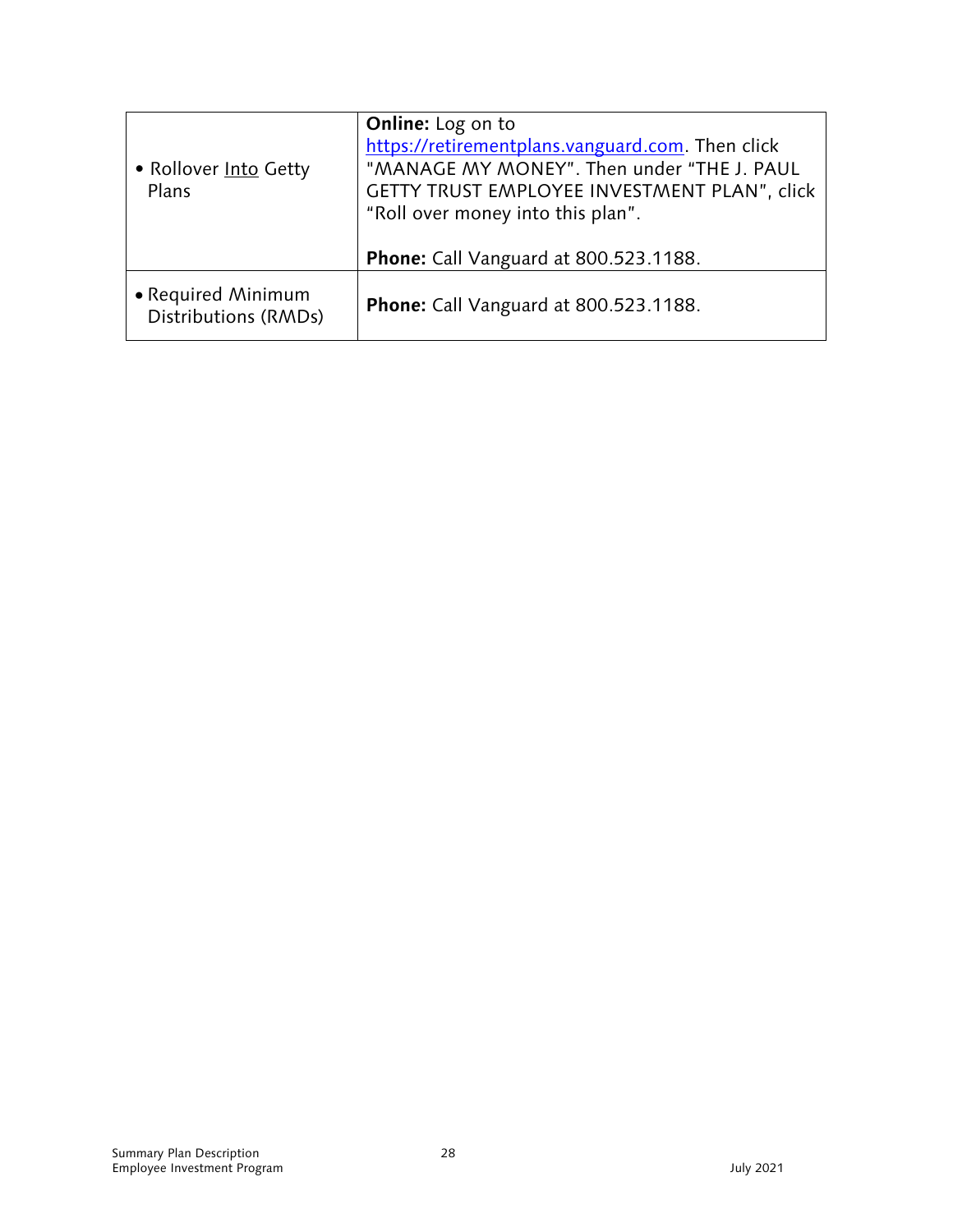| | |
|---|---|
| • Rollover <u>Into</u> Getty Plans | **Online:** Log on to [https://retirementplans.vanguard.com](https://retirementplans.vanguard.com). Then click "MANAGE MY MONEY". Then under "THE J. PAUL GETTY TRUST EMPLOYEE INVESTMENT PLAN", click "Roll over money into this plan".<br><br>**Phone:** Call Vanguard at 800.523.1188. |
| • Required Minimum Distributions (RMDs) | **Phone:** Call Vanguard at 800.523.1188. |